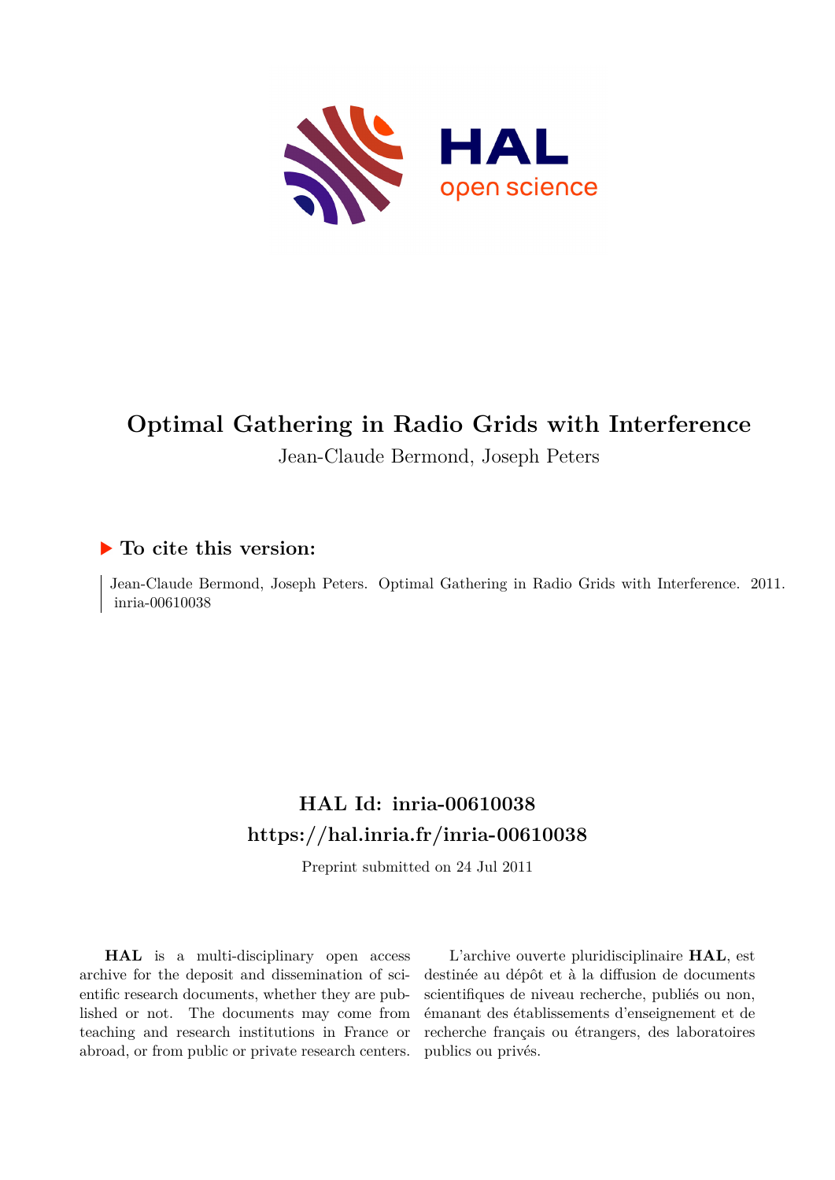# Optimal Gathering in Radio Grids with Interference

Jean-Claude Bermond, Joseph Peters

## To cite this version:

Jean-Claude Bermond, Joseph Peters. Optimal Gathering in Radio Grids with Interference. 2011. inria-00610038

## HAL Id: inria-00610038
## https://hal.inria.fr/inria-00610038

Preprint submitted on 24 Jul 2011

**HAL** is a multi-disciplinary open access archive for the deposit and dissemination of scientific research documents, whether they are published or not. The documents may come from teaching and research institutions in France or abroad, or from public or private research centers.

L'archive ouverte pluridisciplinaire **HAL**, est destinée au dépôt et à la diffusion de documents scientifiques de niveau recherche, publiés ou non, émanant des établissements d'enseignement et de recherche français ou étrangers, des laboratoires publics ou privés.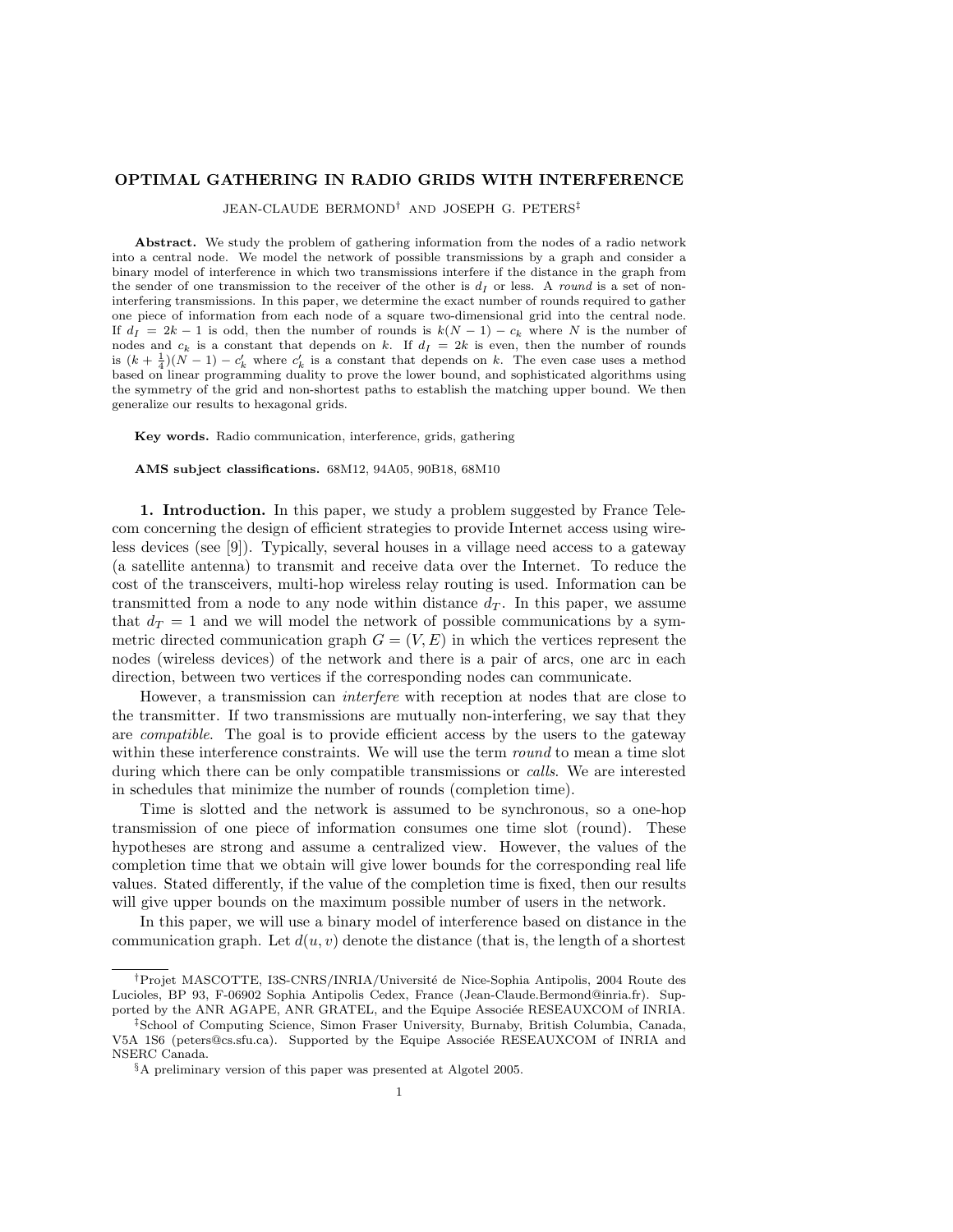**OPTIMAL GATHERING IN RADIO GRIDS WITH INTERFERENCE**

JEAN-CLAUDE BERMOND[†] AND JOSEPH G. PETERS[‡]

**Abstract.** We study the problem of gathering information from the nodes of a radio network into a central node. We model the network of possible transmissions by a graph and consider a binary model of interference in which two transmissions interfere if the distance in the graph from the sender of one transmission to the receiver of the other is $d_I$ or less. A *round* is a set of non-interfering transmissions. In this paper, we determine the exact number of rounds required to gather one piece of information from each node of a square two-dimensional grid into the central node. If $d_I = 2k - 1$ is odd, then the number of rounds is $k(N - 1) - c_k$ where $N$ is the number of nodes and $c_k$ is a constant that depends on $k$. If $d_I = 2k$ is even, then the number of rounds is $(k + \frac{1}{4})(N - 1) - c'_k$ where $c'_k$ is a constant that depends on $k$. The even case uses a method based on linear programming duality to prove the lower bound, and sophisticated algorithms using the symmetry of the grid and non-shortest paths to establish the matching upper bound. We then generalize our results to hexagonal grids.

**Key words.** Radio communication, interference, grids, gathering

**AMS subject classifications.** 68M12, 94A05, 90B18, 68M10

## 1. Introduction.

In this paper, we study a problem suggested by France Telecom concerning the design of efficient strategies to provide Internet access using wireless devices (see [9]). Typically, several houses in a village need access to a gateway (a satellite antenna) to transmit and receive data over the Internet. To reduce the cost of the transceivers, multi-hop wireless relay routing is used. Information can be transmitted from a node to any node within distance $d_T$. In this paper, we assume that $d_T = 1$ and we will model the network of possible communications by a symmetric directed communication graph $G = (V, E)$ in which the vertices represent the nodes (wireless devices) of the network and there is a pair of arcs, one arc in each direction, between two vertices if the corresponding nodes can communicate.

However, a transmission can *interfere* with reception at nodes that are close to the transmitter. If two transmissions are mutually non-interfering, we say that they are *compatible*. The goal is to provide efficient access by the users to the gateway within these interference constraints. We will use the term *round* to mean a time slot during which there can be only compatible transmissions or *calls*. We are interested in schedules that minimize the number of rounds (completion time).

Time is slotted and the network is assumed to be synchronous, so a one-hop transmission of one piece of information consumes one time slot (round). These hypotheses are strong and assume a centralized view. However, the values of the completion time that we obtain will give lower bounds for the corresponding real life values. Stated differently, if the value of the completion time is fixed, then our results will give upper bounds on the maximum possible number of users in the network.

In this paper, we will use a binary model of interference based on distance in the communication graph. Let $d(u, v)$ denote the distance (that is, the length of a shortest

---

[†]Projet MASCOTTE, I3S-CNRS/INRIA/Université de Nice-Sophia Antipolis, 2004 Route des Lucioles, BP 93, F-06902 Sophia Antipolis Cedex, France (Jean-Claude.Bermond@inria.fr). Supported by the ANR AGAPE, ANR GRATEL, and the Equipe Associée RESEAUXCOM of INRIA.

[‡]School of Computing Science, Simon Fraser University, Burnaby, British Columbia, Canada, V5A 1S6 (peters@cs.sfu.ca). Supported by the Equipe Associée RESEAUXCOM of INRIA and NSERC Canada.

[§]A preliminary version of this paper was presented at Algotel 2005.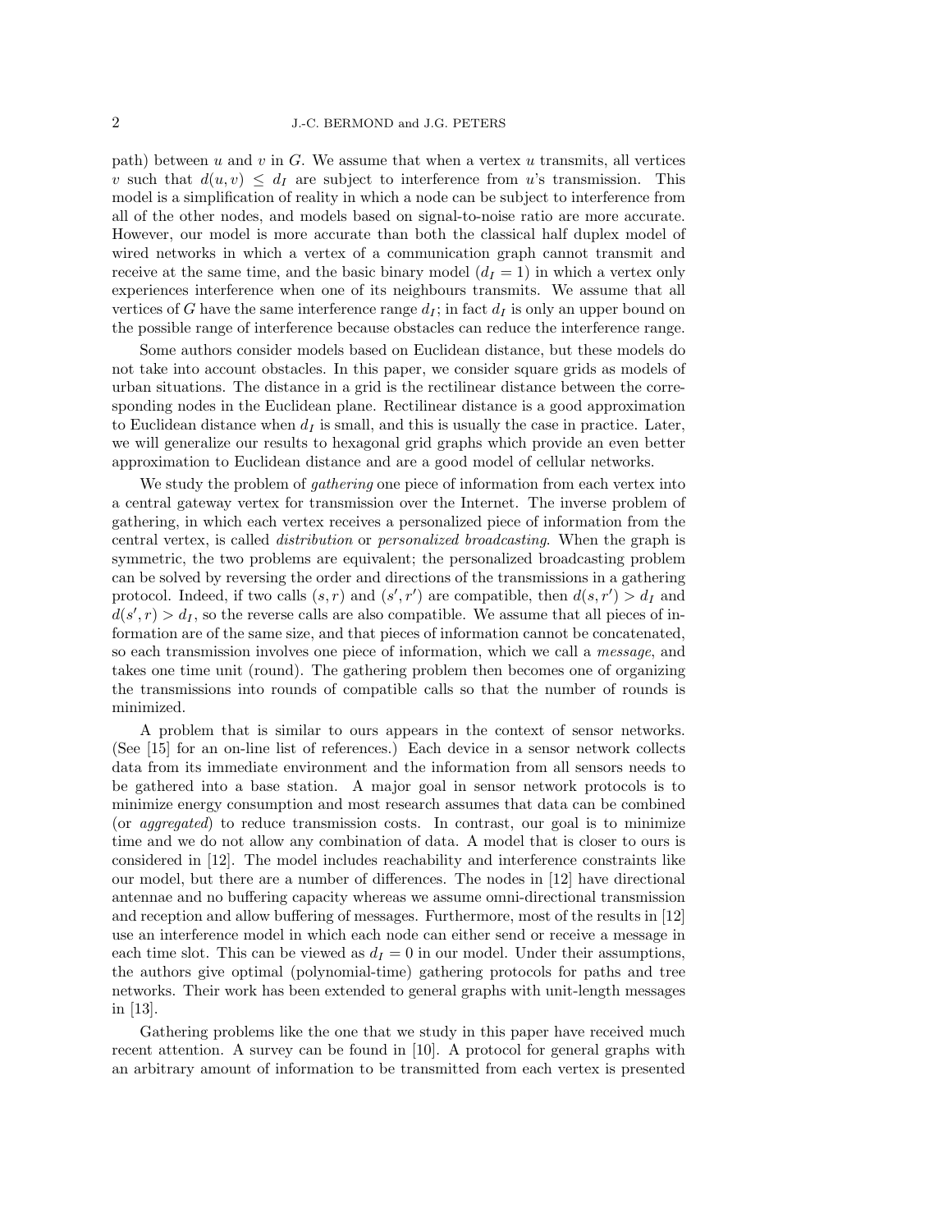path) between $u$ and $v$ in $G$. We assume that when a vertex $u$ transmits, all vertices $v$ such that $d(u, v) \leq d_I$ are subject to interference from $u$'s transmission. This model is a simplification of reality in which a node can be subject to interference from all of the other nodes, and models based on signal-to-noise ratio are more accurate. However, our model is more accurate than both the classical half duplex model of wired networks in which a vertex of a communication graph cannot transmit and receive at the same time, and the basic binary model ($d_I = 1$) in which a vertex only experiences interference when one of its neighbours transmits. We assume that all vertices of $G$ have the same interference range $d_I$; in fact $d_I$ is only an upper bound on the possible range of interference because obstacles can reduce the interference range.

Some authors consider models based on Euclidean distance, but these models do not take into account obstacles. In this paper, we consider square grids as models of urban situations. The distance in a grid is the rectilinear distance between the corresponding nodes in the Euclidean plane. Rectilinear distance is a good approximation to Euclidean distance when $d_I$ is small, and this is usually the case in practice. Later, we will generalize our results to hexagonal grid graphs which provide an even better approximation to Euclidean distance and are a good model of cellular networks.

We study the problem of *gathering* one piece of information from each vertex into a central gateway vertex for transmission over the Internet. The inverse problem of gathering, in which each vertex receives a personalized piece of information from the central vertex, is called *distribution* or *personalized broadcasting*. When the graph is symmetric, the two problems are equivalent; the personalized broadcasting problem can be solved by reversing the order and directions of the transmissions in a gathering protocol. Indeed, if two calls $(s, r)$ and $(s', r')$ are compatible, then $d(s, r') > d_I$ and $d(s', r) > d_I$, so the reverse calls are also compatible. We assume that all pieces of information are of the same size, and that pieces of information cannot be concatenated, so each transmission involves one piece of information, which we call a *message*, and takes one time unit (round). The gathering problem then becomes one of organizing the transmissions into rounds of compatible calls so that the number of rounds is minimized.

A problem that is similar to ours appears in the context of sensor networks. (See [15] for an on-line list of references.) Each device in a sensor network collects data from its immediate environment and the information from all sensors needs to be gathered into a base station. A major goal in sensor network protocols is to minimize energy consumption and most research assumes that data can be combined (or *aggregated*) to reduce transmission costs. In contrast, our goal is to minimize time and we do not allow any combination of data. A model that is closer to ours is considered in [12]. The model includes reachability and interference constraints like our model, but there are a number of differences. The nodes in [12] have directional antennae and no buffering capacity whereas we assume omni-directional transmission and reception and allow buffering of messages. Furthermore, most of the results in [12] use an interference model in which each node can either send or receive a message in each time slot. This can be viewed as $d_I = 0$ in our model. Under their assumptions, the authors give optimal (polynomial-time) gathering protocols for paths and tree networks. Their work has been extended to general graphs with unit-length messages in [13].

Gathering problems like the one that we study in this paper have received much recent attention. A survey can be found in [10]. A protocol for general graphs with an arbitrary amount of information to be transmitted from each vertex is presented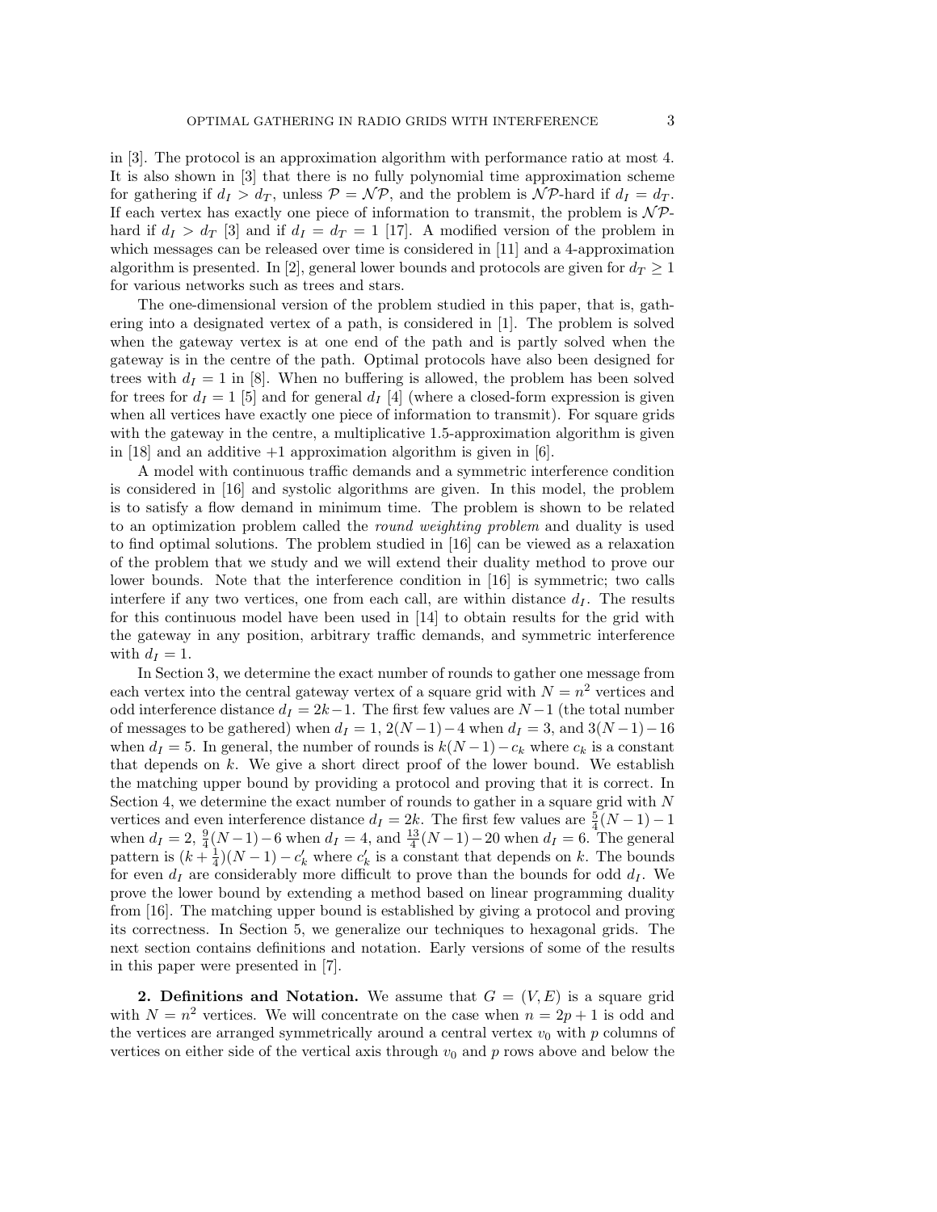in [3]. The protocol is an approximation algorithm with performance ratio at most 4. It is also shown in [3] that there is no fully polynomial time approximation scheme for gathering if $d_I > d_T$, unless $\mathcal{P} = \mathcal{NP}$, and the problem is $\mathcal{NP}$-hard if $d_I = d_T$. If each vertex has exactly one piece of information to transmit, the problem is $\mathcal{NP}$-hard if $d_I > d_T$ [3] and if $d_I = d_T = 1$ [17]. A modified version of the problem in which messages can be released over time is considered in [11] and a 4-approximation algorithm is presented. In [2], general lower bounds and protocols are given for $d_T \geq 1$ for various networks such as trees and stars.

The one-dimensional version of the problem studied in this paper, that is, gathering into a designated vertex of a path, is considered in [1]. The problem is solved when the gateway vertex is at one end of the path and is partly solved when the gateway is in the centre of the path. Optimal protocols have also been designed for trees with $d_I = 1$ in [8]. When no buffering is allowed, the problem has been solved for trees for $d_I = 1$ [5] and for general $d_I$ [4] (where a closed-form expression is given when all vertices have exactly one piece of information to transmit). For square grids with the gateway in the centre, a multiplicative 1.5-approximation algorithm is given in [18] and an additive +1 approximation algorithm is given in [6].

A model with continuous traffic demands and a symmetric interference condition is considered in [16] and systolic algorithms are given. In this model, the problem is to satisfy a flow demand in minimum time. The problem is shown to be related to an optimization problem called the *round weighting problem* and duality is used to find optimal solutions. The problem studied in [16] can be viewed as a relaxation of the problem that we study and we will extend their duality method to prove our lower bounds. Note that the interference condition in [16] is symmetric; two calls interfere if any two vertices, one from each call, are within distance $d_I$. The results for this continuous model have been used in [14] to obtain results for the grid with the gateway in any position, arbitrary traffic demands, and symmetric interference with $d_I = 1$.

In Section 3, we determine the exact number of rounds to gather one message from each vertex into the central gateway vertex of a square grid with $N = n^2$ vertices and odd interference distance $d_I = 2k-1$. The first few values are $N-1$ (the total number of messages to be gathered) when $d_I = 1$, $2(N-1)-4$ when $d_I = 3$, and $3(N-1)-16$ when $d_I = 5$. In general, the number of rounds is $k(N-1)-c_k$ where $c_k$ is a constant that depends on $k$. We give a short direct proof of the lower bound. We establish the matching upper bound by providing a protocol and proving that it is correct. In Section 4, we determine the exact number of rounds to gather in a square grid with $N$ vertices and even interference distance $d_I = 2k$. The first few values are $\frac{5}{4}(N-1)-1$ when $d_I = 2$, $\frac{9}{4}(N-1)-6$ when $d_I = 4$, and $\frac{13}{4}(N-1)-20$ when $d_I = 6$. The general pattern is $(k+\frac{1}{4})(N-1)-c'_k$ where $c'_k$ is a constant that depends on $k$. The bounds for even $d_I$ are considerably more difficult to prove than the bounds for odd $d_I$. We prove the lower bound by extending a method based on linear programming duality from [16]. The matching upper bound is established by giving a protocol and proving its correctness. In Section 5, we generalize our techniques to hexagonal grids. The next section contains definitions and notation. Early versions of some of the results in this paper were presented in [7].

**2. Definitions and Notation.** We assume that $G = (V, E)$ is a square grid with $N = n^2$ vertices. We will concentrate on the case when $n = 2p+1$ is odd and the vertices are arranged symmetrically around a central vertex $v_0$ with $p$ columns of vertices on either side of the vertical axis through $v_0$ and $p$ rows above and below the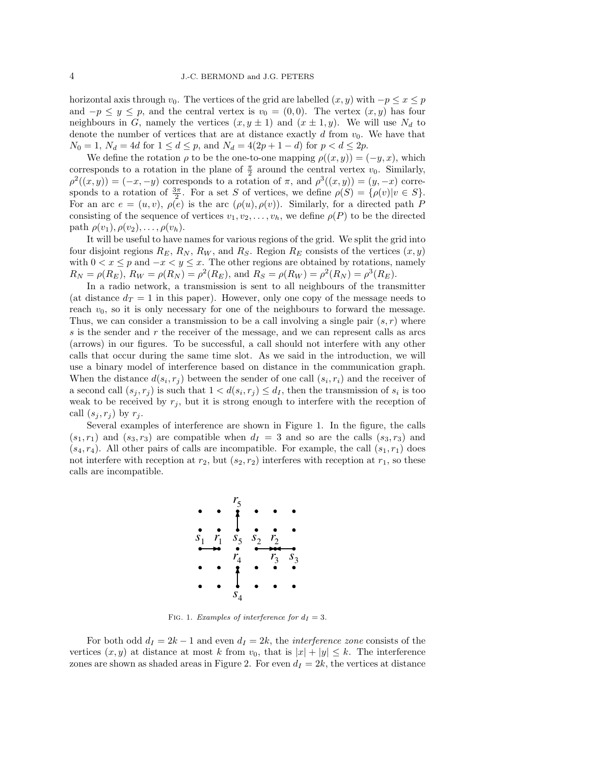horizontal axis through $v_0$. The vertices of the grid are labelled $(x, y)$ with $-p \leq x \leq p$ and $-p \leq y \leq p$, and the central vertex is $v_0 = (0, 0)$. The vertex $(x, y)$ has four neighbours in $G$, namely the vertices $(x, y \pm 1)$ and $(x \pm 1, y)$. We will use $N_d$ to denote the number of vertices that are at distance exactly $d$ from $v_0$. We have that $N_0 = 1$, $N_d = 4d$ for $1 \leq d \leq p$, and $N_d = 4(2p + 1 - d)$ for $p < d \leq 2p$.

We define the rotation $\rho$ to be the one-to-one mapping $\rho((x, y)) = (-y, x)$, which corresponds to a rotation in the plane of $\frac{\pi}{2}$ around the central vertex $v_0$. Similarly, $\rho^2((x, y)) = (-x, -y)$ corresponds to a rotation of $\pi$, and $\rho^3((x, y)) = (y, -x)$ corresponds to a rotation of $\frac{3\pi}{2}$. For a set $S$ of vertices, we define $\rho(S) = \{\rho(v) | v \in S\}$. For an arc $e = (u, v)$, $\rho(e)$ is the arc $(\rho(u), \rho(v))$. Similarly, for a directed path $P$ consisting of the sequence of vertices $v_1, v_2, \ldots, v_h$, we define $\rho(P)$ to be the directed path $\rho(v_1), \rho(v_2), \ldots, \rho(v_h)$.

It will be useful to have names for various regions of the grid. We split the grid into four disjoint regions $R_E$, $R_N$, $R_W$, and $R_S$. Region $R_E$ consists of the vertices $(x, y)$ with $0 < x \leq p$ and $-x < y \leq x$. The other regions are obtained by rotations, namely $R_N = \rho(R_E)$, $R_W = \rho(R_N) = \rho^2(R_E)$, and $R_S = \rho(R_W) = \rho^2(R_N) = \rho^3(R_E)$.

In a radio network, a transmission is sent to all neighbours of the transmitter (at distance $d_T = 1$ in this paper). However, only one copy of the message needs to reach $v_0$, so it is only necessary for one of the neighbours to forward the message. Thus, we can consider a transmission to be a call involving a single pair $(s, r)$ where $s$ is the sender and $r$ the receiver of the message, and we can represent calls as arcs (arrows) in our figures. To be successful, a call should not interfere with any other calls that occur during the same time slot. As we said in the introduction, we will use a binary model of interference based on distance in the communication graph. When the distance $d(s_i, r_j)$ between the sender of one call $(s_i, r_i)$ and the receiver of a second call $(s_j, r_j)$ is such that $1 < d(s_i, r_j) \leq d_I$, then the transmission of $s_i$ is too weak to be received by $r_j$, but it is strong enough to interfere with the reception of call $(s_j, r_j)$ by $r_j$.

Several examples of interference are shown in Figure 1. In the figure, the calls $(s_1, r_1)$ and $(s_3, r_3)$ are compatible when $d_I = 3$ and so are the calls $(s_3, r_3)$ and $(s_4, r_4)$. All other pairs of calls are incompatible. For example, the call $(s_1, r_1)$ does not interfere with reception at $r_2$, but $(s_2, r_2)$ interferes with reception at $r_1$, so these calls are incompatible.

Fig. 1. *Examples of interference for $d_I = 3$.*

For both odd $d_I = 2k - 1$ and even $d_I = 2k$, the *interference zone* consists of the vertices $(x, y)$ at distance at most $k$ from $v_0$, that is $|x| + |y| \leq k$. The interference zones are shown as shaded areas in Figure 2. For even $d_I = 2k$, the vertices at distance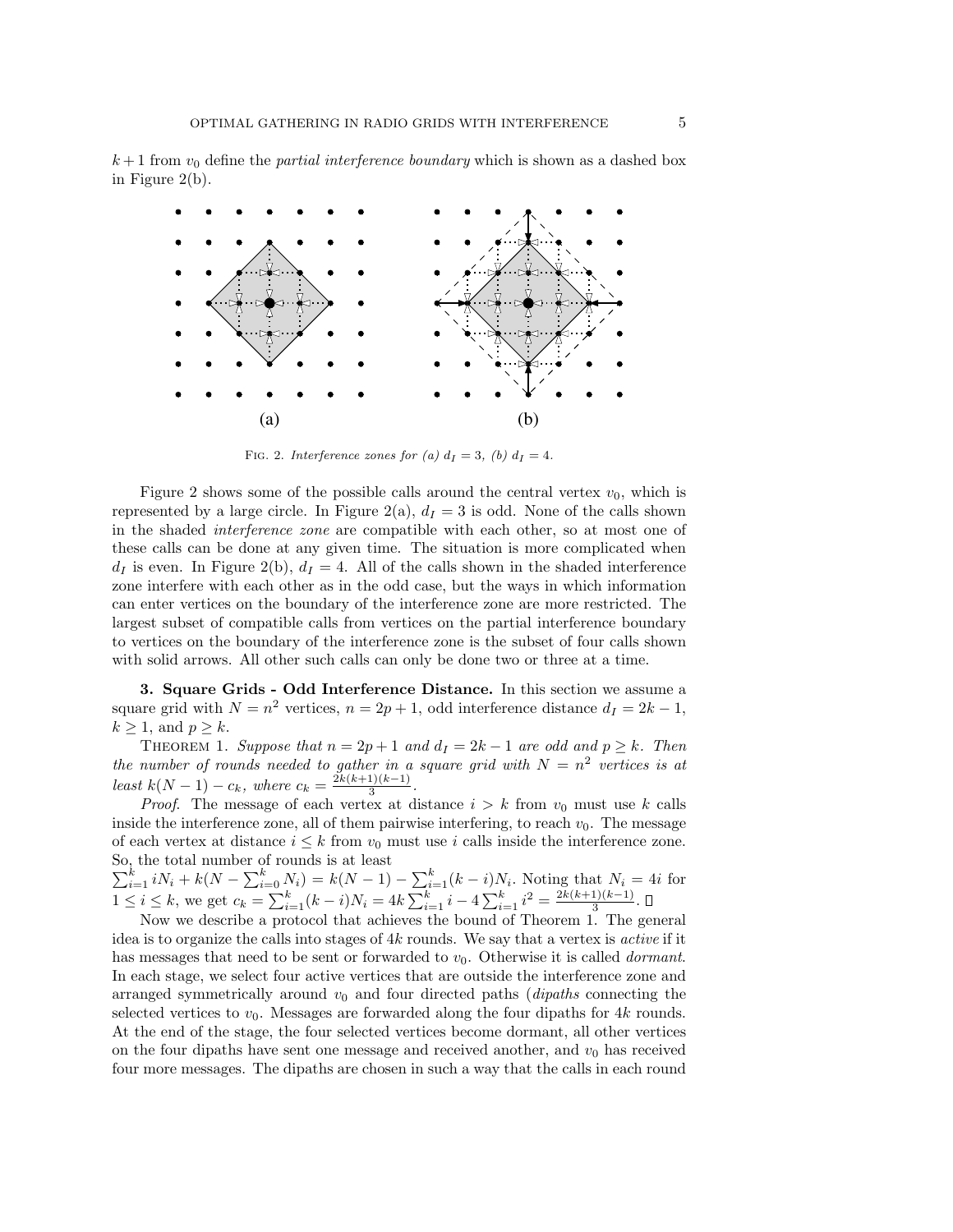$k+1$ from $v_0$ define the *partial interference boundary* which is shown as a dashed box in Figure 2(b).

FIG. 2. *Interference zones for (a) $d_I = 3$, (b) $d_I = 4$.*

Figure 2 shows some of the possible calls around the central vertex $v_0$, which is represented by a large circle. In Figure 2(a), $d_I = 3$ is odd. None of the calls shown in the shaded *interference zone* are compatible with each other, so at most one of these calls can be done at any given time. The situation is more complicated when $d_I$ is even. In Figure 2(b), $d_I = 4$. All of the calls shown in the shaded interference zone interfere with each other as in the odd case, but the ways in which information can enter vertices on the boundary of the interference zone are more restricted. The largest subset of compatible calls from vertices on the partial interference boundary to vertices on the boundary of the interference zone is the subset of four calls shown with solid arrows. All other such calls can only be done two or three at a time.

**3. Square Grids - Odd Interference Distance.** In this section we assume a square grid with $N = n^2$ vertices, $n = 2p + 1$, odd interference distance $d_I = 2k - 1$, $k \geq 1$, and $p \geq k$.

THEOREM 1. *Suppose that $n = 2p + 1$ and $d_I = 2k - 1$ are odd and $p \geq k$. Then the number of rounds needed to gather in a square grid with $N = n^2$ vertices is at least $k(N - 1) - c_k$, where $c_k = \frac{2k(k+1)(k-1)}{3}$.*

*Proof.* The message of each vertex at distance $i > k$ from $v_0$ must use $k$ calls inside the interference zone, all of them pairwise interfering, to reach $v_0$. The message of each vertex at distance $i \leq k$ from $v_0$ must use $i$ calls inside the interference zone. So, the total number of rounds is at least $\sum_{i=1}^{k} iN_i + k(N - \sum_{i=0}^{k} N_i) = k(N-1) - \sum_{i=1}^{k}(k-i)N_i$. Noting that $N_i = 4i$ for $1 \leq i \leq k$, we get $c_k = \sum_{i=1}^{k}(k-i)N_i = 4k\sum_{i=1}^{k} i - 4\sum_{i=1}^{k} i^2 = \frac{2k(k+1)(k-1)}{3}$. □

Now we describe a protocol that achieves the bound of Theorem 1. The general idea is to organize the calls into stages of $4k$ rounds. We say that a vertex is *active* if it has messages that need to be sent or forwarded to $v_0$. Otherwise it is called *dormant*. In each stage, we select four active vertices that are outside the interference zone and arranged symmetrically around $v_0$ and four directed paths (*dipaths* connecting the selected vertices to $v_0$. Messages are forwarded along the four dipaths for $4k$ rounds. At the end of the stage, the four selected vertices become dormant, all other vertices on the four dipaths have sent one message and received another, and $v_0$ has received four more messages. The dipaths are chosen in such a way that the calls in each round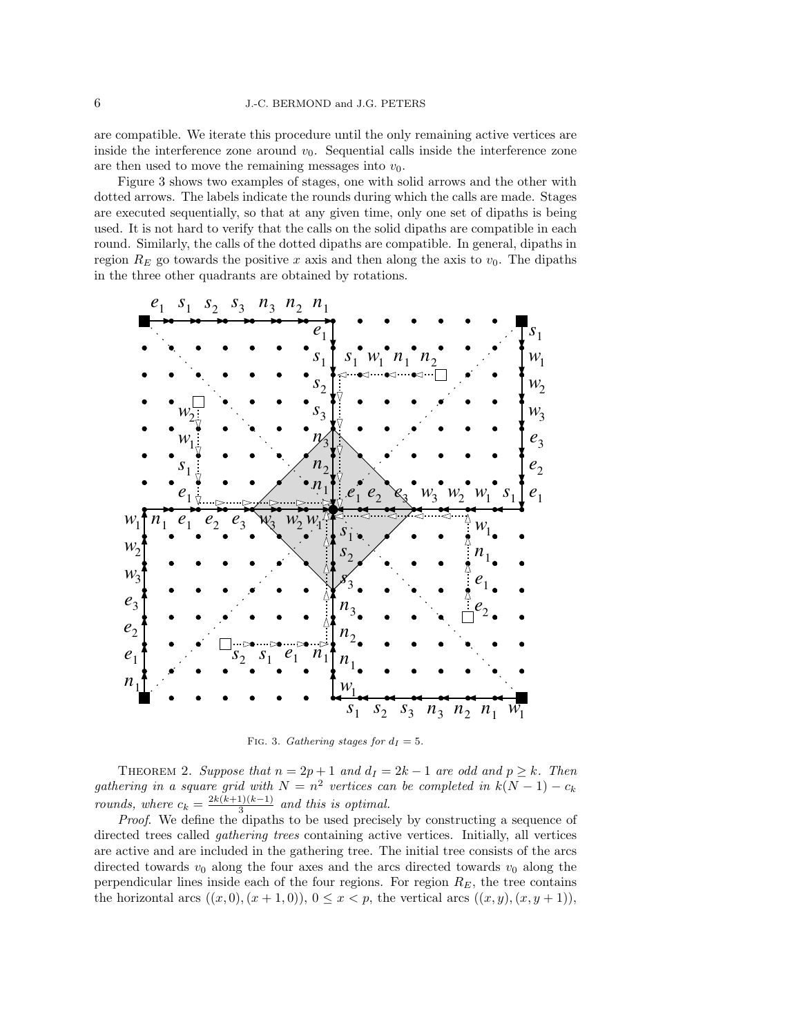are compatible. We iterate this procedure until the only remaining active vertices are inside the interference zone around $v_0$. Sequential calls inside the interference zone are then used to move the remaining messages into $v_0$.

Figure 3 shows two examples of stages, one with solid arrows and the other with dotted arrows. The labels indicate the rounds during which the calls are made. Stages are executed sequentially, so that at any given time, only one set of dipaths is being used. It is not hard to verify that the calls on the solid dipaths are compatible in each round. Similarly, the calls of the dotted dipaths are compatible. In general, dipaths in region $R_E$ go towards the positive $x$ axis and then along the axis to $v_0$. The dipaths in the three other quadrants are obtained by rotations.

FIG. 3. *Gathering stages for $d_I = 5$.*

THEOREM 2. *Suppose that $n = 2p + 1$ and $d_I = 2k - 1$ are odd and $p \geq k$. Then gathering in a square grid with $N = n^2$ vertices can be completed in $k(N-1) - c_k$ rounds, where $c_k = \frac{2k(k+1)(k-1)}{3}$ and this is optimal.*

*Proof*. We define the dipaths to be used precisely by constructing a sequence of directed trees called *gathering trees* containing active vertices. Initially, all vertices are active and are included in the gathering tree. The initial tree consists of the arcs directed towards $v_0$ along the four axes and the arcs directed towards $v_0$ along the perpendicular lines inside each of the four regions. For region $R_E$, the tree contains the horizontal arcs $((x, 0), (x + 1, 0))$, $0 \leq x < p$, the vertical arcs $((x, y), (x, y + 1))$,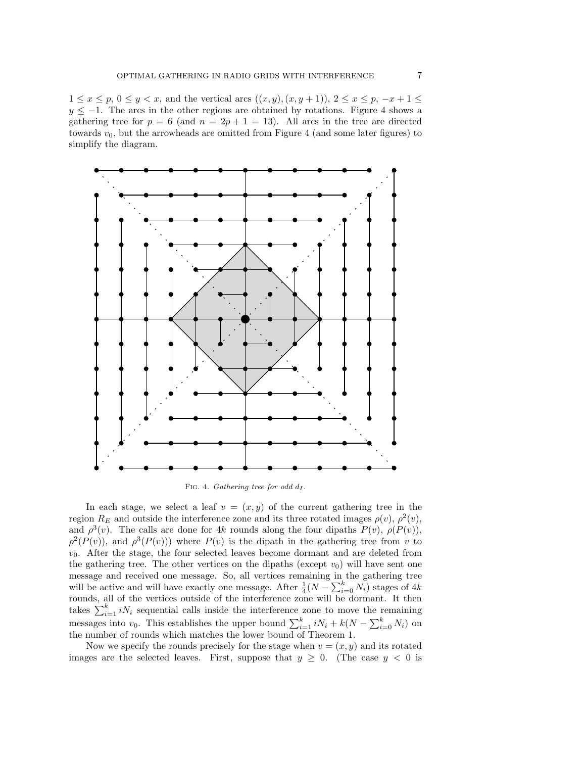$1 \le x \le p$, $0 \le y < x$, and the vertical arcs $((x,y),(x,y+1))$, $2 \le x \le p$, $-x+1 \le y \le -1$. The arcs in the other regions are obtained by rotations. Figure 4 shows a gathering tree for $p = 6$ (and $n = 2p+1 = 13$). All arcs in the tree are directed towards $v_0$, but the arrowheads are omitted from Figure 4 (and some later figures) to simplify the diagram.

FIG. 4. *Gathering tree for odd $d_I$.*

In each stage, we select a leaf $v = (x,y)$ of the current gathering tree in the region $R_E$ and outside the interference zone and its three rotated images $\rho(v)$, $\rho^2(v)$, and $\rho^3(v)$. The calls are done for $4k$ rounds along the four dipaths $P(v)$, $\rho(P(v))$, $\rho^2(P(v))$, and $\rho^3(P(v)))$ where $P(v)$ is the dipath in the gathering tree from $v$ to $v_0$. After the stage, the four selected leaves become dormant and are deleted from the gathering tree. The other vertices on the dipaths (except $v_0$) will have sent one message and received one message. So, all vertices remaining in the gathering tree will be active and will have exactly one message. After $\frac{1}{4}(N - \sum_{i=0}^{k} N_i)$ stages of $4k$ rounds, all of the vertices outside of the interference zone will be dormant. It then takes $\sum_{i=1}^{k} iN_i$ sequential calls inside the interference zone to move the remaining messages into $v_0$. This establishes the upper bound $\sum_{i=1}^{k} iN_i + k(N - \sum_{i=0}^{k} N_i)$ on the number of rounds which matches the lower bound of Theorem 1.

Now we specify the rounds precisely for the stage when $v = (x,y)$ and its rotated images are the selected leaves. First, suppose that $y \ge 0$. (The case $y < 0$ is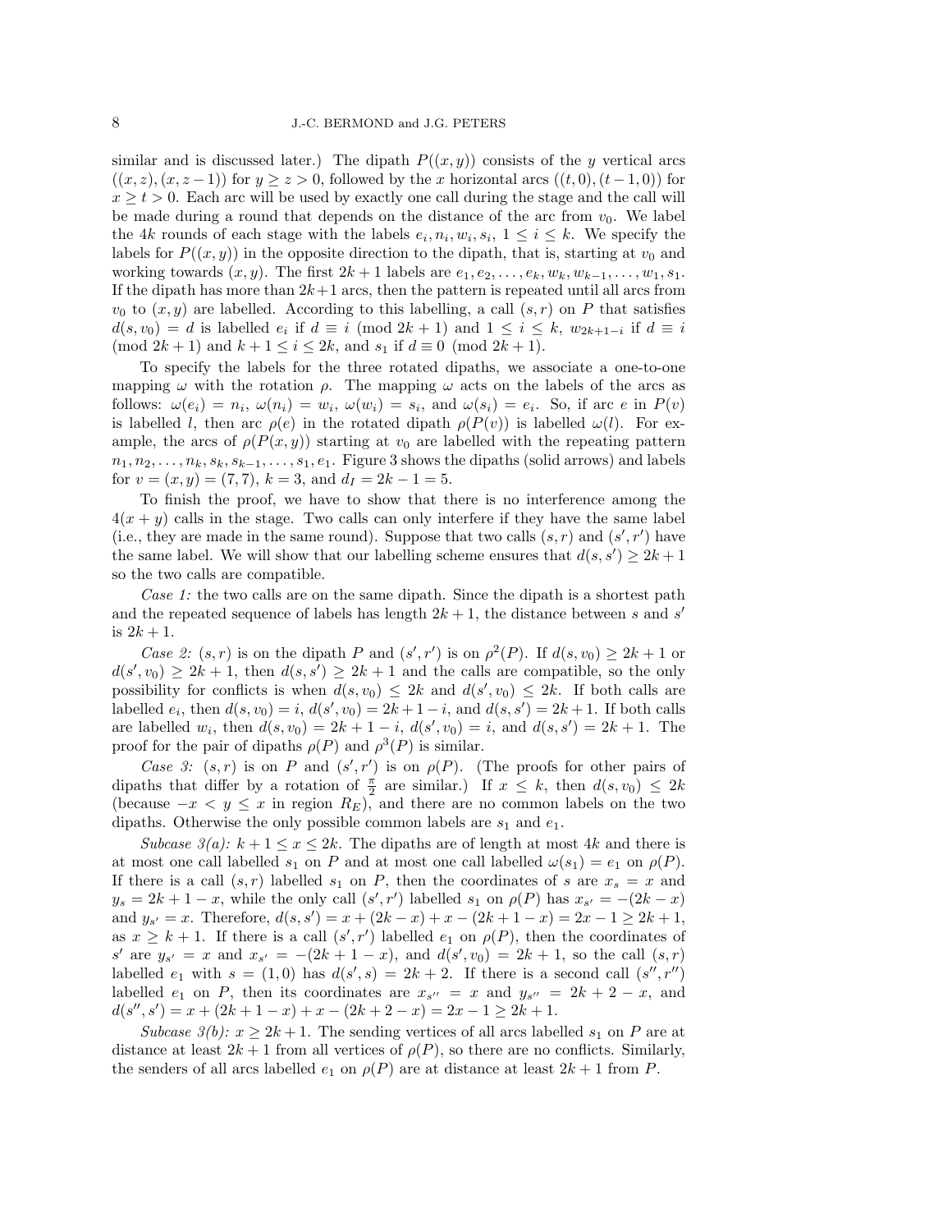similar and is discussed later.) The dipath $P((x,y))$ consists of the $y$ vertical arcs $((x,z),(x,z-1))$ for $y \geq z > 0$, followed by the $x$ horizontal arcs $((t,0),(t-1,0))$ for $x \geq t > 0$. Each arc will be used by exactly one call during the stage and the call will be made during a round that depends on the distance of the arc from $v_0$. We label the $4k$ rounds of each stage with the labels $e_i, n_i, w_i, s_i$, $1 \leq i \leq k$. We specify the labels for $P((x,y))$ in the opposite direction to the dipath, that is, starting at $v_0$ and working towards $(x,y)$. The first $2k+1$ labels are $e_1, e_2, \ldots, e_k, w_k, w_{k-1}, \ldots, w_1, s_1$. If the dipath has more than $2k+1$ arcs, then the pattern is repeated until all arcs from $v_0$ to $(x,y)$ are labelled. According to this labelling, a call $(s,r)$ on $P$ that satisfies $d(s,v_0) = d$ is labelled $e_i$ if $d \equiv i \pmod{2k+1}$ and $1 \leq i \leq k$, $w_{2k+1-i}$ if $d \equiv i \pmod{2k+1}$ and $k+1 \leq i \leq 2k$, and $s_1$ if $d \equiv 0 \pmod{2k+1}$.

To specify the labels for the three rotated dipaths, we associate a one-to-one mapping $\omega$ with the rotation $\rho$. The mapping $\omega$ acts on the labels of the arcs as follows: $\omega(e_i) = n_i$, $\omega(n_i) = w_i$, $\omega(w_i) = s_i$, and $\omega(s_i) = e_i$. So, if arc $e$ in $P(v)$ is labelled $l$, then arc $\rho(e)$ in the rotated dipath $\rho(P(v))$ is labelled $\omega(l)$. For example, the arcs of $\rho(P(x,y))$ starting at $v_0$ are labelled with the repeating pattern $n_1, n_2, \ldots, n_k, s_k, s_{k-1}, \ldots, s_1, e_1$. Figure 3 shows the dipaths (solid arrows) and labels for $v = (x,y) = (7,7)$, $k = 3$, and $d_I = 2k-1 = 5$.

To finish the proof, we have to show that there is no interference among the $4(x+y)$ calls in the stage. Two calls can only interfere if they have the same label (i.e., they are made in the same round). Suppose that two calls $(s,r)$ and $(s',r')$ have the same label. We will show that our labelling scheme ensures that $d(s,s') \geq 2k+1$ so the two calls are compatible.

*Case 1:* the two calls are on the same dipath. Since the dipath is a shortest path and the repeated sequence of labels has length $2k+1$, the distance between $s$ and $s'$ is $2k+1$.

*Case 2:* $(s,r)$ is on the dipath $P$ and $(s',r')$ is on $\rho^2(P)$. If $d(s,v_0) \geq 2k+1$ or $d(s',v_0) \geq 2k+1$, then $d(s,s') \geq 2k+1$ and the calls are compatible, so the only possibility for conflicts is when $d(s,v_0) \leq 2k$ and $d(s',v_0) \leq 2k$. If both calls are labelled $e_i$, then $d(s,v_0) = i$, $d(s',v_0) = 2k+1-i$, and $d(s,s') = 2k+1$. If both calls are labelled $w_i$, then $d(s,v_0) = 2k+1-i$, $d(s',v_0) = i$, and $d(s,s') = 2k+1$. The proof for the pair of dipaths $\rho(P)$ and $\rho^3(P)$ is similar.

*Case 3:* $(s,r)$ is on $P$ and $(s',r')$ is on $\rho(P)$. (The proofs for other pairs of dipaths that differ by a rotation of $\frac{\pi}{2}$ are similar.) If $x \leq k$, then $d(s,v_0) \leq 2k$ (because $-x < y \leq x$ in region $R_E$), and there are no common labels on the two dipaths. Otherwise the only possible common labels are $s_1$ and $e_1$.

*Subcase 3(a):* $k+1 \leq x \leq 2k$. The dipaths are of length at most $4k$ and there is at most one call labelled $s_1$ on $P$ and at most one call labelled $\omega(s_1) = e_1$ on $\rho(P)$. If there is a call $(s,r)$ labelled $s_1$ on $P$, then the coordinates of $s$ are $x_s = x$ and $y_s = 2k+1-x$, while the only call $(s',r')$ labelled $s_1$ on $\rho(P)$ has $x_{s'} = -(2k-x)$ and $y_{s'} = x$. Therefore, $d(s,s') = x + (2k-x) + x - (2k+1-x) = 2x-1 \geq 2k+1$, as $x \geq k+1$. If there is a call $(s',r')$ labelled $e_1$ on $\rho(P)$, then the coordinates of $s'$ are $y_{s'} = x$ and $x_{s'} = -(2k+1-x)$, and $d(s',v_0) = 2k+1$, so the call $(s,r)$ labelled $e_1$ with $s = (1,0)$ has $d(s',s) = 2k+2$. If there is a second call $(s'',r'')$ labelled $e_1$ on $P$, then its coordinates are $x_{s''} = x$ and $y_{s''} = 2k+2-x$, and $d(s'',s') = x + (2k+1-x) + x - (2k+2-x) = 2x-1 \geq 2k+1$.

*Subcase 3(b):* $x \geq 2k+1$. The sending vertices of all arcs labelled $s_1$ on $P$ are at distance at least $2k+1$ from all vertices of $\rho(P)$, so there are no conflicts. Similarly, the senders of all arcs labelled $e_1$ on $\rho(P)$ are at distance at least $2k+1$ from $P$.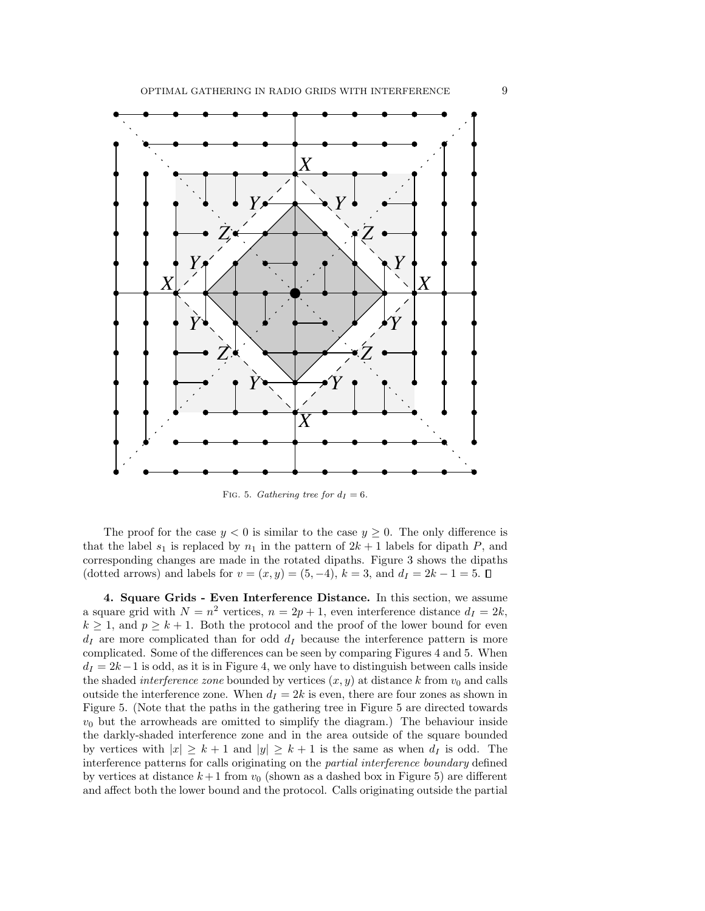FIG. 5. *Gathering tree for $d_I = 6$.*

The proof for the case $y < 0$ is similar to the case $y \geq 0$. The only difference is that the label $s_1$ is replaced by $n_1$ in the pattern of $2k+1$ labels for dipath $P$, and corresponding changes are made in the rotated dipaths. Figure 3 shows the dipaths (dotted arrows) and labels for $v = (x, y) = (5, -4)$, $k = 3$, and $d_I = 2k - 1 = 5$. □

**4. Square Grids - Even Interference Distance.** In this section, we assume a square grid with $N = n^2$ vertices, $n = 2p + 1$, even interference distance $d_I = 2k$, $k \geq 1$, and $p \geq k + 1$. Both the protocol and the proof of the lower bound for even $d_I$ are more complicated than for odd $d_I$ because the interference pattern is more complicated. Some of the differences can be seen by comparing Figures 4 and 5. When $d_I = 2k-1$ is odd, as it is in Figure 4, we only have to distinguish between calls inside the shaded *interference zone* bounded by vertices $(x, y)$ at distance $k$ from $v_0$ and calls outside the interference zone. When $d_I = 2k$ is even, there are four zones as shown in Figure 5. (Note that the paths in the gathering tree in Figure 5 are directed towards $v_0$ but the arrowheads are omitted to simplify the diagram.) The behaviour inside the darkly-shaded interference zone and in the area outside of the square bounded by vertices with $|x| \geq k + 1$ and $|y| \geq k + 1$ is the same as when $d_I$ is odd. The interference patterns for calls originating on the *partial interference boundary* defined by vertices at distance $k+1$ from $v_0$ (shown as a dashed box in Figure 5) are different and affect both the lower bound and the protocol. Calls originating outside the partial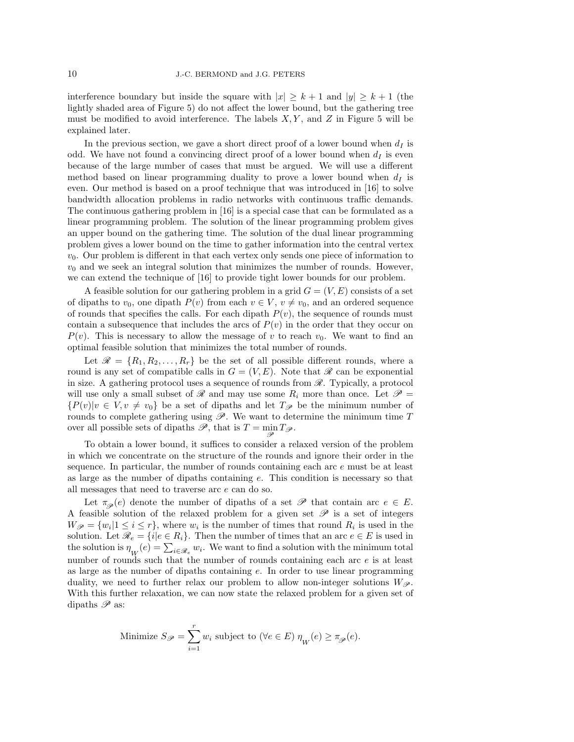interference boundary but inside the square with $|x| \geq k+1$ and $|y| \geq k+1$ (the lightly shaded area of Figure 5) do not affect the lower bound, but the gathering tree must be modified to avoid interference. The labels $X, Y$, and $Z$ in Figure 5 will be explained later.

In the previous section, we gave a short direct proof of a lower bound when $d_I$ is odd. We have not found a convincing direct proof of a lower bound when $d_I$ is even because of the large number of cases that must be argued. We will use a different method based on linear programming duality to prove a lower bound when $d_I$ is even. Our method is based on a proof technique that was introduced in [16] to solve bandwidth allocation problems in radio networks with continuous traffic demands. The continuous gathering problem in [16] is a special case that can be formulated as a linear programming problem. The solution of the linear programming problem gives an upper bound on the gathering time. The solution of the dual linear programming problem gives a lower bound on the time to gather information into the central vertex $v_0$. Our problem is different in that each vertex only sends one piece of information to $v_0$ and we seek an integral solution that minimizes the number of rounds. However, we can extend the technique of [16] to provide tight lower bounds for our problem.

A feasible solution for our gathering problem in a grid $G = (V, E)$ consists of a set of dipaths to $v_0$, one dipath $P(v)$ from each $v \in V$, $v \neq v_0$, and an ordered sequence of rounds that specifies the calls. For each dipath $P(v)$, the sequence of rounds must contain a subsequence that includes the arcs of $P(v)$ in the order that they occur on $P(v)$. This is necessary to allow the message of $v$ to reach $v_0$. We want to find an optimal feasible solution that minimizes the total number of rounds.

Let $\mathscr{R} = \{R_1, R_2, \ldots, R_r\}$ be the set of all possible different rounds, where a round is any set of compatible calls in $G = (V, E)$. Note that $\mathscr{R}$ can be exponential in size. A gathering protocol uses a sequence of rounds from $\mathscr{R}$. Typically, a protocol will use only a small subset of $\mathscr{R}$ and may use some $R_i$ more than once. Let $\mathscr{P} = \{P(v) | v \in V, v \neq v_0\}$ be a set of dipaths and let $T_{\mathscr{P}}$ be the minimum number of rounds to complete gathering using $\mathscr{P}$. We want to determine the minimum time $T$ over all possible sets of dipaths $\mathscr{P}$, that is $T = \min_{\mathscr{P}} T_{\mathscr{P}}$.

To obtain a lower bound, it suffices to consider a relaxed version of the problem in which we concentrate on the structure of the rounds and ignore their order in the sequence. In particular, the number of rounds containing each arc $e$ must be at least as large as the number of dipaths containing $e$. This condition is necessary so that all messages that need to traverse arc $e$ can do so.

Let $\pi_{\mathscr{P}}(e)$ denote the number of dipaths of a set $\mathscr{P}$ that contain arc $e \in E$. A feasible solution of the relaxed problem for a given set $\mathscr{P}$ is a set of integers $W_{\mathscr{P}} = \{w_i | 1 \leq i \leq r\}$, where $w_i$ is the number of times that round $R_i$ is used in the solution. Let $\mathscr{R}_e = \{i | e \in R_i\}$. Then the number of times that an arc $e \in E$ is used in the solution is $\eta_W(e) = \sum_{i \in \mathscr{R}_e} w_i$. We want to find a solution with the minimum total number of rounds such that the number of rounds containing each arc $e$ is at least as large as the number of dipaths containing $e$. In order to use linear programming duality, we need to further relax our problem to allow non-integer solutions $W_{\mathscr{P}}$. With this further relaxation, we can now state the relaxed problem for a given set of dipaths $\mathscr{P}$ as:

$$\text{Minimize } S_{\mathscr{P}} = \sum_{i=1}^{r} w_i \text{ subject to } (\forall e \in E)\ \eta_W(e) \geq \pi_{\mathscr{P}}(e).$$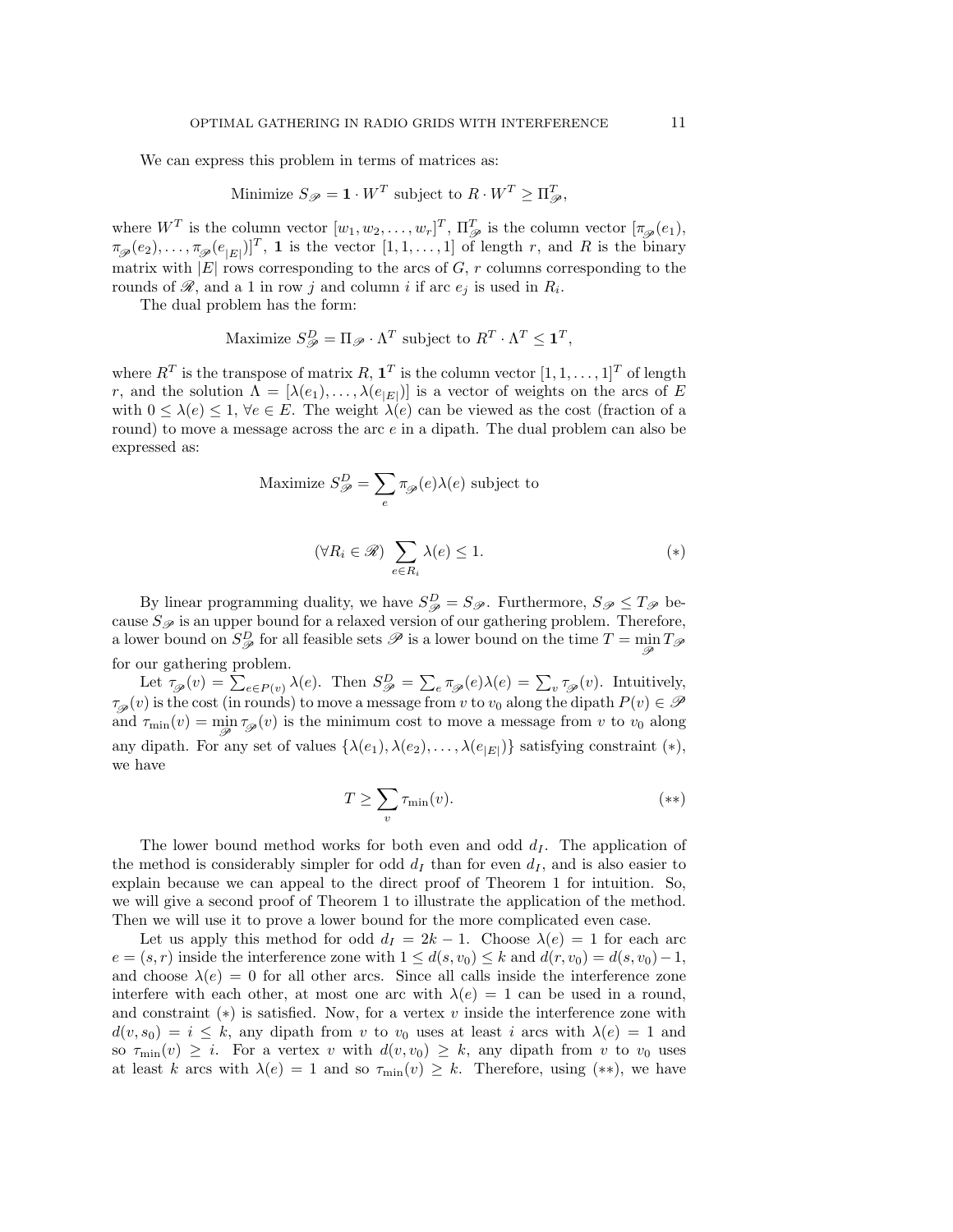We can express this problem in terms of matrices as:

$$\text{Minimize } S_{\mathscr{P}} = \mathbf{1} \cdot W^T \text{ subject to } R \cdot W^T \geq \Pi_{\mathscr{P}}^T,$$

where $W^T$ is the column vector $[w_1, w_2, \ldots, w_r]^T$, $\Pi_{\mathscr{P}}^T$ is the column vector $[\pi_{\mathscr{P}}(e_1), \pi_{\mathscr{P}}(e_2), \ldots, \pi_{\mathscr{P}}(e_{|E|})]^T$, $\mathbf{1}$ is the vector $[1, 1, \ldots, 1]$ of length $r$, and $R$ is the binary matrix with $|E|$ rows corresponding to the arcs of $G$, $r$ columns corresponding to the rounds of $\mathscr{R}$, and a 1 in row $j$ and column $i$ if arc $e_j$ is used in $R_i$.

The dual problem has the form:

$$\text{Maximize } S_{\mathscr{P}}^D = \Pi_{\mathscr{P}} \cdot \Lambda^T \text{ subject to } R^T \cdot \Lambda^T \leq \mathbf{1}^T,$$

where $R^T$ is the transpose of matrix $R$, $\mathbf{1}^T$ is the column vector $[1, 1, \ldots, 1]^T$ of length $r$, and the solution $\Lambda = [\lambda(e_1), \ldots, \lambda(e_{|E|})]$ is a vector of weights on the arcs of $E$ with $0 \leq \lambda(e) \leq 1$, $\forall e \in E$. The weight $\lambda(e)$ can be viewed as the cost (fraction of a round) to move a message across the arc $e$ in a dipath. The dual problem can also be expressed as:

$$\text{Maximize } S_{\mathscr{P}}^D = \sum_e \pi_{\mathscr{P}}(e)\lambda(e) \text{ subject to}$$

$$(\forall R_i \in \mathscr{R}) \sum_{e \in R_i} \lambda(e) \leq 1. \qquad (*)$$

By linear programming duality, we have $S_{\mathscr{P}}^D = S_{\mathscr{P}}$. Furthermore, $S_{\mathscr{P}} \leq T_{\mathscr{P}}$ because $S_{\mathscr{P}}$ is an upper bound for a relaxed version of our gathering problem. Therefore, a lower bound on $S_{\mathscr{P}}^D$ for all feasible sets $\mathscr{P}$ is a lower bound on the time $T = \min_{\mathscr{P}} T_{\mathscr{P}}$ for our gathering problem.

Let $\tau_{\mathscr{P}}(v) = \sum_{e \in P(v)} \lambda(e)$. Then $S_{\mathscr{P}}^D = \sum_e \pi_{\mathscr{P}}(e)\lambda(e) = \sum_v \tau_{\mathscr{P}}(v)$. Intuitively, $\tau_{\mathscr{P}}(v)$ is the cost (in rounds) to move a message from $v$ to $v_0$ along the dipath $P(v) \in \mathscr{P}$ and $\tau_{\min}(v) = \min_{\mathscr{P}} \tau_{\mathscr{P}}(v)$ is the minimum cost to move a message from $v$ to $v_0$ along any dipath. For any set of values $\{\lambda(e_1), \lambda(e_2), \ldots, \lambda(e_{|E|})\}$ satisfying constraint $(*)$, we have

$$T \geq \sum_v \tau_{\min}(v). \qquad (**)$$

The lower bound method works for both even and odd $d_I$. The application of the method is considerably simpler for odd $d_I$ than for even $d_I$, and is also easier to explain because we can appeal to the direct proof of Theorem 1 for intuition. So, we will give a second proof of Theorem 1 to illustrate the application of the method. Then we will use it to prove a lower bound for the more complicated even case.

Let us apply this method for odd $d_I = 2k - 1$. Choose $\lambda(e) = 1$ for each arc $e = (s, r)$ inside the interference zone with $1 \leq d(s, v_0) \leq k$ and $d(r, v_0) = d(s, v_0) - 1$, and choose $\lambda(e) = 0$ for all other arcs. Since all calls inside the interference zone interfere with each other, at most one arc with $\lambda(e) = 1$ can be used in a round, and constraint $(*)$ is satisfied. Now, for a vertex $v$ inside the interference zone with $d(v, s_0) = i \leq k$, any dipath from $v$ to $v_0$ uses at least $i$ arcs with $\lambda(e) = 1$ and so $\tau_{\min}(v) \geq i$. For a vertex $v$ with $d(v, v_0) \geq k$, any dipath from $v$ to $v_0$ uses at least $k$ arcs with $\lambda(e) = 1$ and so $\tau_{\min}(v) \geq k$. Therefore, using $(**)$, we have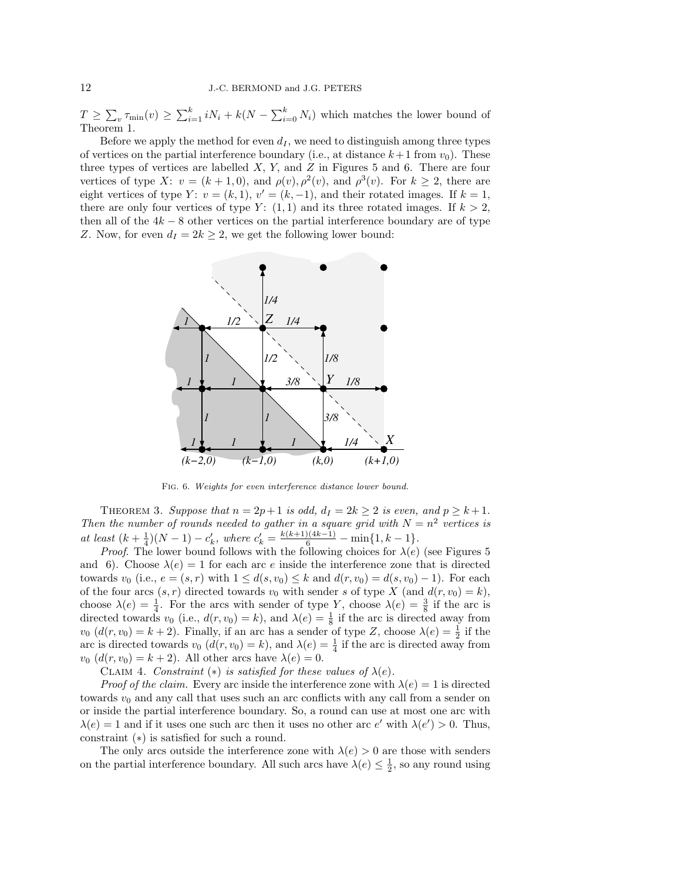$T \geq \sum_v \tau_{\min}(v) \geq \sum_{i=1}^{k} iN_i + k(N - \sum_{i=0}^{k} N_i)$ which matches the lower bound of Theorem 1.

Before we apply the method for even $d_I$, we need to distinguish among three types of vertices on the partial interference boundary (i.e., at distance $k+1$ from $v_0$). These three types of vertices are labelled $X$, $Y$, and $Z$ in Figures 5 and 6. There are four vertices of type $X$: $v = (k+1, 0)$, and $\rho(v), \rho^2(v)$, and $\rho^3(v)$. For $k \geq 2$, there are eight vertices of type $Y$: $v = (k, 1)$, $v' = (k, -1)$, and their rotated images. If $k = 1$, there are only four vertices of type $Y$: $(1, 1)$ and its three rotated images. If $k > 2$, then all of the $4k - 8$ other vertices on the partial interference boundary are of type $Z$. Now, for even $d_I = 2k \geq 2$, we get the following lower bound:

Fig. 6. *Weights for even interference distance lower bound.*

Theorem 3. *Suppose that $n = 2p+1$ is odd, $d_I = 2k \geq 2$ is even, and $p \geq k+1$. Then the number of rounds needed to gather in a square grid with $N = n^2$ vertices is at least $(k + \frac{1}{4})(N-1) - c'_k$, where $c'_k = \frac{k(k+1)(4k-1)}{6} - \min\{1, k-1\}$.*

*Proof*. The lower bound follows with the following choices for $\lambda(e)$ (see Figures 5 and 6). Choose $\lambda(e) = 1$ for each arc $e$ inside the interference zone that is directed towards $v_0$ (i.e., $e = (s, r)$ with $1 \leq d(s, v_0) \leq k$ and $d(r, v_0) = d(s, v_0) - 1$). For each of the four arcs $(s, r)$ directed towards $v_0$ with sender $s$ of type $X$ (and $d(r, v_0) = k$), choose $\lambda(e) = \frac{1}{4}$. For the arcs with sender of type $Y$, choose $\lambda(e) = \frac{3}{8}$ if the arc is directed towards $v_0$ (i.e., $d(r, v_0) = k$), and $\lambda(e) = \frac{1}{8}$ if the arc is directed away from $v_0$ ($d(r, v_0) = k+2$). Finally, if an arc has a sender of type $Z$, choose $\lambda(e) = \frac{1}{2}$ if the arc is directed towards $v_0$ ($d(r, v_0) = k$), and $\lambda(e) = \frac{1}{4}$ if the arc is directed away from $v_0$ ($d(r, v_0) = k+2$). All other arcs have $\lambda(e) = 0$.

Claim 4. *Constraint $(*)$ is satisfied for these values of $\lambda(e)$.*

*Proof of the claim.* Every arc inside the interference zone with $\lambda(e) = 1$ is directed towards $v_0$ and any call that uses such an arc conflicts with any call from a sender on or inside the partial interference boundary. So, a round can use at most one arc with $\lambda(e) = 1$ and if it uses one such arc then it uses no other arc $e'$ with $\lambda(e') > 0$. Thus, constraint $(*)$ is satisfied for such a round.

The only arcs outside the interference zone with $\lambda(e) > 0$ are those with senders on the partial interference boundary. All such arcs have $\lambda(e) \leq \frac{1}{2}$, so any round using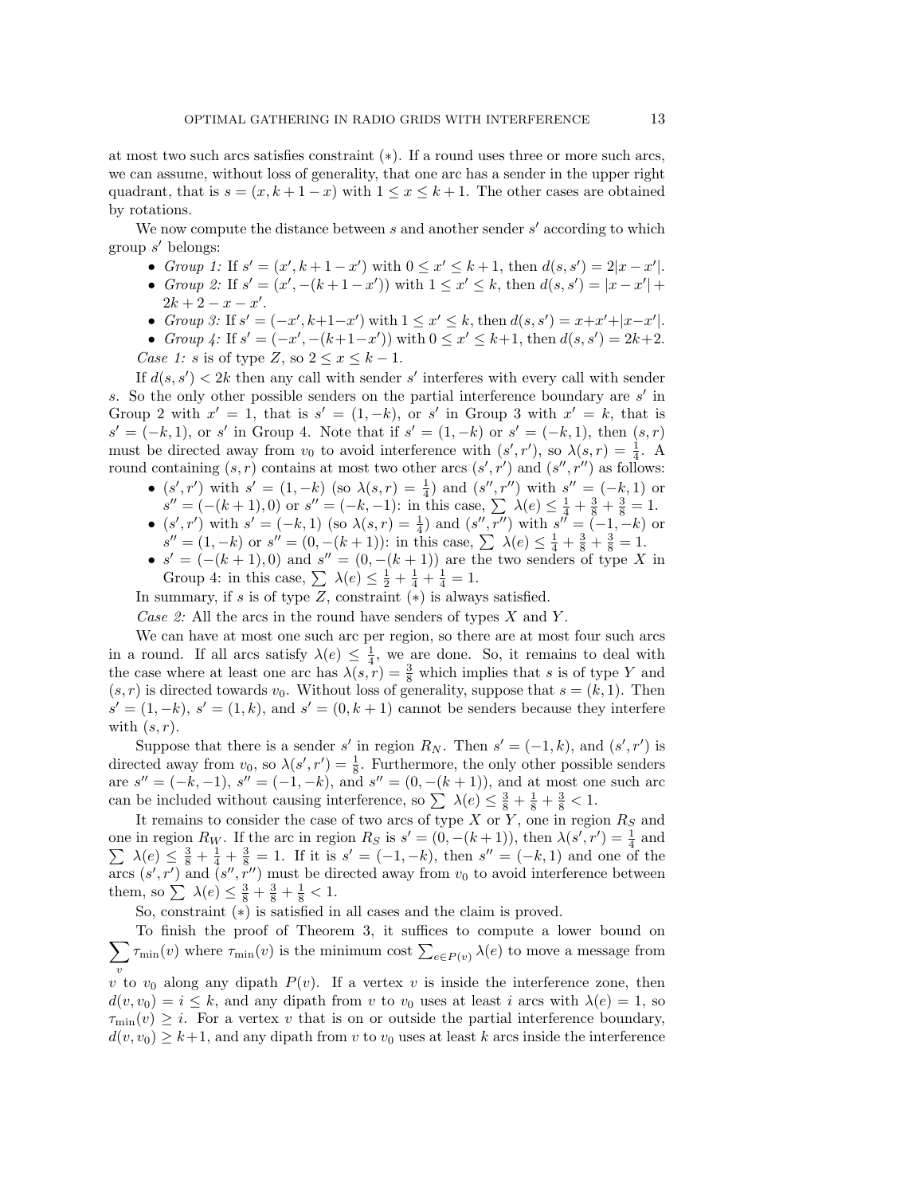at most two such arcs satisfies constraint $(*)$. If a round uses three or more such arcs, we can assume, without loss of generality, that one arc has a sender in the upper right quadrant, that is $s = (x, k+1-x)$ with $1 \leq x \leq k+1$. The other cases are obtained by rotations.

We now compute the distance between $s$ and another sender $s'$ according to which group $s'$ belongs:

- *Group 1:* If $s' = (x', k+1-x')$ with $0 \leq x' \leq k+1$, then $d(s, s') = 2|x - x'|$.
- *Group 2:* If $s' = (x', -(k+1-x'))$ with $1 \leq x' \leq k$, then $d(s, s') = |x - x'| + 2k + 2 - x - x'$.
- *Group 3:* If $s' = (-x', k+1-x')$ with $1 \leq x' \leq k$, then $d(s, s') = x + x' + |x - x'|$.
- *Group 4:* If $s' = (-x', -(k+1-x'))$ with $0 \leq x' \leq k+1$, then $d(s, s') = 2k+2$.

*Case 1: $s$ is of type $Z$, so $2 \leq x \leq k-1$.*

If $d(s, s') < 2k$ then any call with sender $s'$ interferes with every call with sender $s$. So the only other possible senders on the partial interference boundary are $s'$ in Group 2 with $x' = 1$, that is $s' = (1, -k)$, or $s'$ in Group 3 with $x' = k$, that is $s' = (-k, 1)$, or $s'$ in Group 4. Note that if $s' = (1, -k)$ or $s' = (-k, 1)$, then $(s, r)$ must be directed away from $v_0$ to avoid interference with $(s', r')$, so $\lambda(s, r) = \frac{1}{4}$. A round containing $(s, r)$ contains at most two other arcs $(s', r')$ and $(s'', r'')$ as follows:

- $(s', r')$ with $s' = (1, -k)$ (so $\lambda(s, r) = \frac{1}{4}$) and $(s'', r'')$ with $s'' = (-k, 1)$ or $s'' = (-(k+1), 0)$ or $s'' = (-k, -1)$: in this case, $\sum \lambda(e) \leq \frac{1}{4} + \frac{3}{8} + \frac{3}{8} = 1$.
- $(s', r')$ with $s' = (-k, 1)$ (so $\lambda(s, r) = \frac{1}{4}$) and $(s'', r'')$ with $s'' = (-1, -k)$ or $s'' = (1, -k)$ or $s'' = (0, -(k+1))$: in this case, $\sum \lambda(e) \leq \frac{1}{4} + \frac{3}{8} + \frac{3}{8} = 1$.
- $s' = (-(k+1), 0)$ and $s'' = (0, -(k+1))$ are the two senders of type $X$ in Group 4: in this case, $\sum \lambda(e) \leq \frac{1}{2} + \frac{1}{4} + \frac{1}{4} = 1$.

In summary, if $s$ is of type $Z$, constraint $(*)$ is always satisfied.

*Case 2:* All the arcs in the round have senders of types $X$ and $Y$.

We can have at most one such arc per region, so there are at most four such arcs in a round. If all arcs satisfy $\lambda(e) \leq \frac{1}{4}$, we are done. So, it remains to deal with the case where at least one arc has $\lambda(s, r) = \frac{3}{8}$ which implies that $s$ is of type $Y$ and $(s, r)$ is directed towards $v_0$. Without loss of generality, suppose that $s = (k, 1)$. Then $s' = (1, -k)$, $s' = (1, k)$, and $s' = (0, k+1)$ cannot be senders because they interfere with $(s, r)$.

Suppose that there is a sender $s'$ in region $R_N$. Then $s' = (-1, k)$, and $(s', r')$ is directed away from $v_0$, so $\lambda(s', r') = \frac{1}{8}$. Furthermore, the only other possible senders are $s'' = (-k, -1)$, $s'' = (-1, -k)$, and $s'' = (0, -(k+1))$, and at most one such arc can be included without causing interference, so $\sum \lambda(e) \leq \frac{3}{8} + \frac{1}{8} + \frac{3}{8} < 1$.

It remains to consider the case of two arcs of type $X$ or $Y$, one in region $R_S$ and one in region $R_W$. If the arc in region $R_S$ is $s' = (0, -(k+1))$, then $\lambda(s', r') = \frac{1}{4}$ and $\sum \lambda(e) \leq \frac{3}{8} + \frac{1}{4} + \frac{3}{8} = 1$. If it is $s' = (-1, -k)$, then $s'' = (-k, 1)$ and one of the arcs $(s', r')$ and $(s'', r'')$ must be directed away from $v_0$ to avoid interference between them, so $\sum \lambda(e) \leq \frac{3}{8} + \frac{3}{8} + \frac{1}{8} < 1$.

So, constraint $(*)$ is satisfied in all cases and the claim is proved.

To finish the proof of Theorem 3, it suffices to compute a lower bound on $\sum_v \tau_{\min}(v)$ where $\tau_{\min}(v)$ is the minimum cost $\sum_{e \in P(v)} \lambda(e)$ to move a message from $v$ to $v_0$ along any dipath $P(v)$. If a vertex $v$ is inside the interference zone, then $d(v, v_0) = i \leq k$, and any dipath from $v$ to $v_0$ uses at least $i$ arcs with $\lambda(e) = 1$, so $\tau_{\min}(v) \geq i$. For a vertex $v$ that is on or outside the partial interference boundary, $d(v, v_0) \geq k+1$, and any dipath from $v$ to $v_0$ uses at least $k$ arcs inside the interference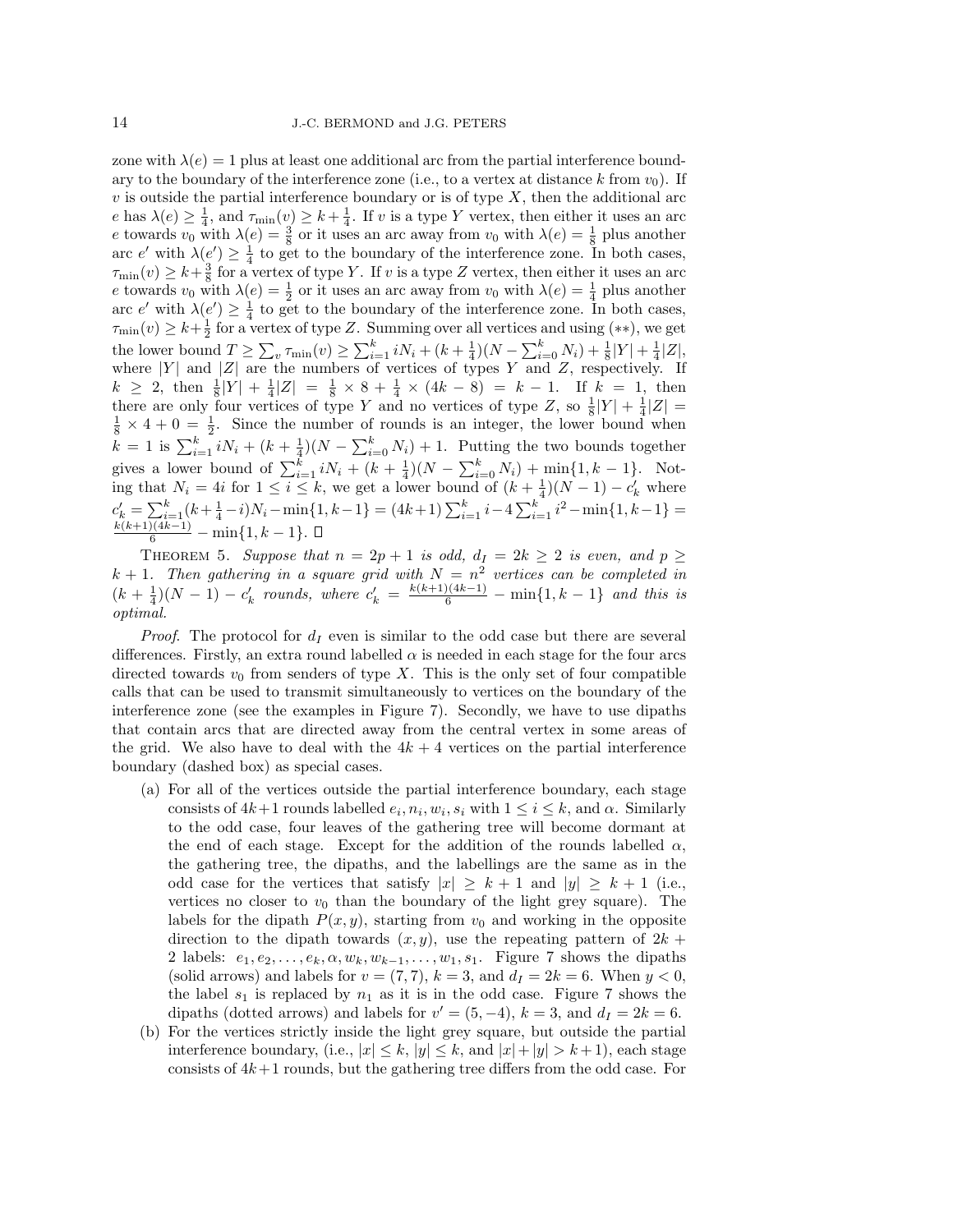zone with $\lambda(e) = 1$ plus at least one additional arc from the partial interference boundary to the boundary of the interference zone (i.e., to a vertex at distance $k$ from $v_0$). If $v$ is outside the partial interference boundary or is of type $X$, then the additional arc $e$ has $\lambda(e) \geq \frac{1}{4}$, and $\tau_{\min}(v) \geq k + \frac{1}{4}$. If $v$ is a type $Y$ vertex, then either it uses an arc $e$ towards $v_0$ with $\lambda(e) = \frac{3}{8}$ or it uses an arc away from $v_0$ with $\lambda(e) = \frac{1}{8}$ plus another arc $e'$ with $\lambda(e') \geq \frac{1}{4}$ to get to the boundary of the interference zone. In both cases, $\tau_{\min}(v) \geq k + \frac{3}{8}$ for a vertex of type $Y$. If $v$ is a type $Z$ vertex, then either it uses an arc $e$ towards $v_0$ with $\lambda(e) = \frac{1}{2}$ or it uses an arc away from $v_0$ with $\lambda(e) = \frac{1}{4}$ plus another arc $e'$ with $\lambda(e') \geq \frac{1}{4}$ to get to the boundary of the interference zone. In both cases, $\tau_{\min}(v) \geq k + \frac{1}{2}$ for a vertex of type $Z$. Summing over all vertices and using $(**)$, we get the lower bound $T \geq \sum_v \tau_{\min}(v) \geq \sum_{i=1}^{k} iN_i + (k + \frac{1}{4})(N - \sum_{i=0}^{k} N_i) + \frac{1}{8}|Y| + \frac{1}{4}|Z|$, where $|Y|$ and $|Z|$ are the numbers of vertices of types $Y$ and $Z$, respectively. If $k \geq 2$, then $\frac{1}{8}|Y| + \frac{1}{4}|Z| = \frac{1}{8} \times 8 + \frac{1}{4} \times (4k - 8) = k - 1$. If $k = 1$, then there are only four vertices of type $Y$ and no vertices of type $Z$, so $\frac{1}{8}|Y| + \frac{1}{4}|Z| = \frac{1}{8} \times 4 + 0 = \frac{1}{2}$. Since the number of rounds is an integer, the lower bound when $k = 1$ is $\sum_{i=1}^{k} iN_i + (k + \frac{1}{4})(N - \sum_{i=0}^{k} N_i) + 1$. Putting the two bounds together gives a lower bound of $\sum_{i=1}^{k} iN_i + (k + \frac{1}{4})(N - \sum_{i=0}^{k} N_i) + \min\{1, k - 1\}$. Noting that $N_i = 4i$ for $1 \leq i \leq k$, we get a lower bound of $(k + \frac{1}{4})(N - 1) - c'_k$ where $c'_k = \sum_{i=1}^{k}(k + \frac{1}{4} - i)N_i - \min\{1, k-1\} = (4k+1)\sum_{i=1}^{k} i - 4\sum_{i=1}^{k} i^2 - \min\{1, k-1\} = \frac{k(k+1)(4k-1)}{6} - \min\{1, k - 1\}$. □

**Theorem 5.** *Suppose that $n = 2p + 1$ is odd, $d_I = 2k \geq 2$ is even, and $p \geq k + 1$. Then gathering in a square grid with $N = n^2$ vertices can be completed in $(k + \frac{1}{4})(N - 1) - c'_k$ rounds, where $c'_k = \frac{k(k+1)(4k-1)}{6} - \min\{1, k - 1\}$ and this is optimal.*

*Proof.* The protocol for $d_I$ even is similar to the odd case but there are several differences. Firstly, an extra round labelled $\alpha$ is needed in each stage for the four arcs directed towards $v_0$ from senders of type $X$. This is the only set of four compatible calls that can be used to transmit simultaneously to vertices on the boundary of the interference zone (see the examples in Figure 7). Secondly, we have to use dipaths that contain arcs that are directed away from the central vertex in some areas of the grid. We also have to deal with the $4k + 4$ vertices on the partial interference boundary (dashed box) as special cases.

(a) For all of the vertices outside the partial interference boundary, each stage consists of $4k+1$ rounds labelled $e_i, n_i, w_i, s_i$ with $1 \leq i \leq k$, and $\alpha$. Similarly to the odd case, four leaves of the gathering tree will become dormant at the end of each stage. Except for the addition of the rounds labelled $\alpha$, the gathering tree, the dipaths, and the labellings are the same as in the odd case for the vertices that satisfy $|x| \geq k + 1$ and $|y| \geq k + 1$ (i.e., vertices no closer to $v_0$ than the boundary of the light grey square). The labels for the dipath $P(x, y)$, starting from $v_0$ and working in the opposite direction to the dipath towards $(x, y)$, use the repeating pattern of $2k + 2$ labels: $e_1, e_2, \ldots, e_k, \alpha, w_k, w_{k-1}, \ldots, w_1, s_1$. Figure 7 shows the dipaths (solid arrows) and labels for $v = (7, 7)$, $k = 3$, and $d_I = 2k = 6$. When $y < 0$, the label $s_1$ is replaced by $n_1$ as it is in the odd case. Figure 7 shows the dipaths (dotted arrows) and labels for $v' = (5, -4)$, $k = 3$, and $d_I = 2k = 6$.

(b) For the vertices strictly inside the light grey square, but outside the partial interference boundary, (i.e., $|x| \leq k$, $|y| \leq k$, and $|x| + |y| > k + 1$), each stage consists of $4k+1$ rounds, but the gathering tree differs from the odd case. For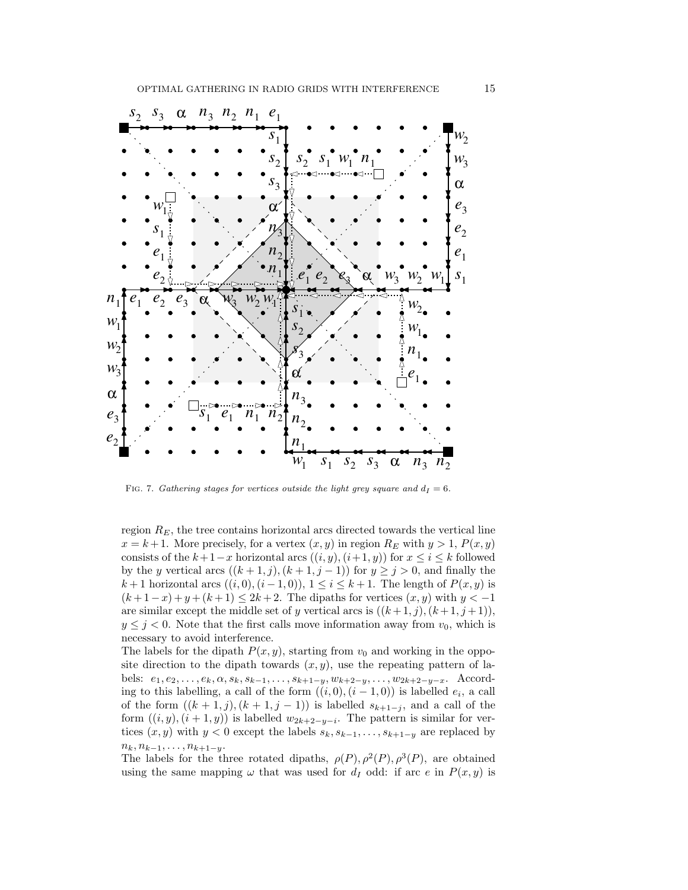FIG. 7. *Gathering stages for vertices outside the light grey square and $d_I = 6$.*

region $R_E$, the tree contains horizontal arcs directed towards the vertical line $x = k+1$. More precisely, for a vertex $(x, y)$ in region $R_E$ with $y > 1$, $P(x, y)$ consists of the $k+1-x$ horizontal arcs $((i, y), (i+1, y))$ for $x \le i \le k$ followed by the $y$ vertical arcs $((k+1, j), (k+1, j-1))$ for $y \ge j > 0$, and finally the $k+1$ horizontal arcs $((i, 0), (i-1, 0))$, $1 \le i \le k+1$. The length of $P(x, y)$ is $(k+1-x)+y+(k+1) \le 2k+2$. The dipaths for vertices $(x, y)$ with $y < -1$ are similar except the middle set of $y$ vertical arcs is $((k+1, j), (k+1, j+1))$, $y \le j < 0$. Note that the first calls move information away from $v_0$, which is necessary to avoid interference.

The labels for the dipath $P(x, y)$, starting from $v_0$ and working in the opposite direction to the dipath towards $(x, y)$, use the repeating pattern of labels: $e_1, e_2, \ldots, e_k, \alpha, s_k, s_{k-1}, \ldots, s_{k+1-y}, w_{k+2-y}, \ldots, w_{2k+2-y-x}$. According to this labelling, a call of the form $((i, 0), (i-1, 0))$ is labelled $e_i$, a call of the form $((k+1, j), (k+1, j-1))$ is labelled $s_{k+1-j}$, and a call of the form $((i, y), (i+1, y))$ is labelled $w_{2k+2-y-i}$. The pattern is similar for vertices $(x, y)$ with $y < 0$ except the labels $s_k, s_{k-1}, \ldots, s_{k+1-y}$ are replaced by $n_k, n_{k-1}, \ldots, n_{k+1-y}$.

The labels for the three rotated dipaths, $\rho(P), \rho^2(P), \rho^3(P)$, are obtained using the same mapping $\omega$ that was used for $d_I$ odd: if arc $e$ in $P(x, y)$ is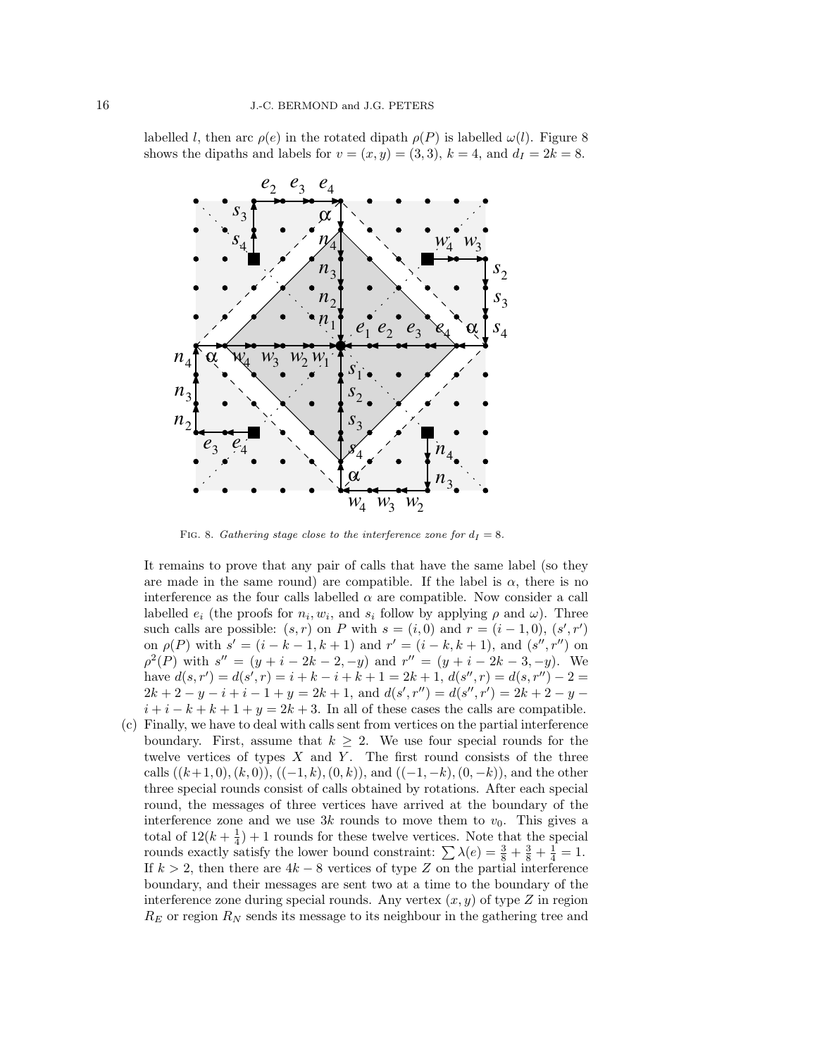labelled $l$, then arc $\rho(e)$ in the rotated dipath $\rho(P)$ is labelled $\omega(l)$. Figure 8 shows the dipaths and labels for $v = (x, y) = (3, 3)$, $k = 4$, and $d_I = 2k = 8$.

FIG. 8. *Gathering stage close to the interference zone for $d_I = 8$.*

It remains to prove that any pair of calls that have the same label (so they are made in the same round) are compatible. If the label is $\alpha$, there is no interference as the four calls labelled $\alpha$ are compatible. Now consider a call labelled $e_i$ (the proofs for $n_i, w_i$, and $s_i$ follow by applying $\rho$ and $\omega$). Three such calls are possible: $(s, r)$ on $P$ with $s = (i, 0)$ and $r = (i-1, 0)$, $(s', r')$ on $\rho(P)$ with $s' = (i-k-1, k+1)$ and $r' = (i-k, k+1)$, and $(s'', r'')$ on $\rho^2(P)$ with $s'' = (y+i-2k-2, -y)$ and $r'' = (y+i-2k-3, -y)$. We have $d(s, r') = d(s', r) = i+k-i+k+1 = 2k+1$, $d(s'', r) = d(s, r'') - 2 = 2k+2-y-i+i-1+y = 2k+1$, and $d(s', r'') = d(s'', r') = 2k+2-y-i+i-k+k+1+y = 2k+3$. In all of these cases the calls are compatible.

(c) Finally, we have to deal with calls sent from vertices on the partial interference boundary. First, assume that $k \geq 2$. We use four special rounds for the twelve vertices of types $X$ and $Y$. The first round consists of the three calls $((k+1, 0), (k, 0))$, $((-1, k), (0, k))$, and $((-1, -k), (0, -k))$, and the other three special rounds consist of calls obtained by rotations. After each special round, the messages of three vertices have arrived at the boundary of the interference zone and we use $3k$ rounds to move them to $v_0$. This gives a total of $12(k + \frac{1}{4}) + 1$ rounds for these twelve vertices. Note that the special rounds exactly satisfy the lower bound constraint: $\sum \lambda(e) = \frac{3}{8} + \frac{3}{8} + \frac{1}{4} = 1$. If $k > 2$, then there are $4k - 8$ vertices of type $Z$ on the partial interference boundary, and their messages are sent two at a time to the boundary of the interference zone during special rounds. Any vertex $(x, y)$ of type $Z$ in region $R_E$ or region $R_N$ sends its message to its neighbour in the gathering tree and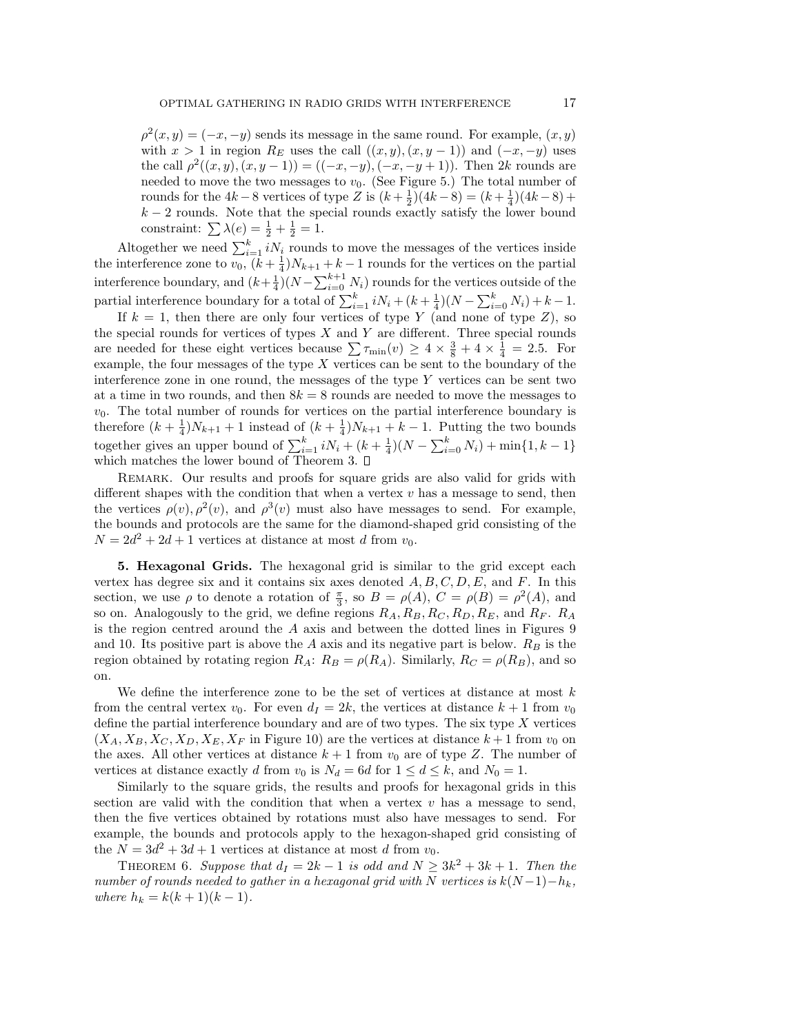$\rho^2(x,y) = (-x,-y)$ sends its message in the same round. For example, $(x,y)$ with $x > 1$ in region $R_E$ uses the call $((x,y),(x,y-1))$ and $(-x,-y)$ uses the call $\rho^2((x,y),(x,y-1)) = ((-x,-y),(-x,-y+1))$. Then $2k$ rounds are needed to move the two messages to $v_0$. (See Figure 5.) The total number of rounds for the $4k-8$ vertices of type $Z$ is $(k+\frac{1}{2})(4k-8) = (k+\frac{1}{4})(4k-8) + k-2$ rounds. Note that the special rounds exactly satisfy the lower bound constraint: $\sum \lambda(e) = \frac{1}{2} + \frac{1}{2} = 1$.

Altogether we need $\sum_{i=1}^{k} iN_i$ rounds to move the messages of the vertices inside the interference zone to $v_0$, $(k+\frac{1}{4})N_{k+1} + k - 1$ rounds for the vertices on the partial interference boundary, and $(k+\frac{1}{4})(N - \sum_{i=0}^{k+1} N_i)$ rounds for the vertices outside of the partial interference boundary for a total of $\sum_{i=1}^{k} iN_i + (k+\frac{1}{4})(N - \sum_{i=0}^{k} N_i) + k - 1$.

If $k = 1$, then there are only four vertices of type $Y$ (and none of type $Z$), so the special rounds for vertices of types $X$ and $Y$ are different. Three special rounds are needed for these eight vertices because $\sum \tau_{\min}(v) \geq 4 \times \frac{3}{8} + 4 \times \frac{1}{4} = 2.5$. For example, the four messages of the type $X$ vertices can be sent to the boundary of the interference zone in one round, the messages of the type $Y$ vertices can be sent two at a time in two rounds, and then $8k = 8$ rounds are needed to move the messages to $v_0$. The total number of rounds for vertices on the partial interference boundary is therefore $(k+\frac{1}{4})N_{k+1} + 1$ instead of $(k+\frac{1}{4})N_{k+1} + k - 1$. Putting the two bounds together gives an upper bound of $\sum_{i=1}^{k} iN_i + (k+\frac{1}{4})(N - \sum_{i=0}^{k} N_i) + \min\{1, k-1\}$ which matches the lower bound of Theorem 3. $\square$

Remark. Our results and proofs for square grids are also valid for grids with different shapes with the condition that when a vertex $v$ has a message to send, then the vertices $\rho(v), \rho^2(v)$, and $\rho^3(v)$ must also have messages to send. For example, the bounds and protocols are the same for the diamond-shaped grid consisting of the $N = 2d^2 + 2d + 1$ vertices at distance at most $d$ from $v_0$.

## 5. Hexagonal Grids.

The hexagonal grid is similar to the grid except each vertex has degree six and it contains six axes denoted $A, B, C, D, E$, and $F$. In this section, we use $\rho$ to denote a rotation of $\frac{\pi}{3}$, so $B = \rho(A)$, $C = \rho(B) = \rho^2(A)$, and so on. Analogously to the grid, we define regions $R_A, R_B, R_C, R_D, R_E$, and $R_F$. $R_A$ is the region centred around the $A$ axis and between the dotted lines in Figures 9 and 10. Its positive part is above the $A$ axis and its negative part is below. $R_B$ is the region obtained by rotating region $R_A$: $R_B = \rho(R_A)$. Similarly, $R_C = \rho(R_B)$, and so on.

We define the interference zone to be the set of vertices at distance at most $k$ from the central vertex $v_0$. For even $d_I = 2k$, the vertices at distance $k+1$ from $v_0$ define the partial interference boundary and are of two types. The six type $X$ vertices ($X_A, X_B, X_C, X_D, X_E, X_F$ in Figure 10) are the vertices at distance $k+1$ from $v_0$ on the axes. All other vertices at distance $k+1$ from $v_0$ are of type $Z$. The number of vertices at distance exactly $d$ from $v_0$ is $N_d = 6d$ for $1 \leq d \leq k$, and $N_0 = 1$.

Similarly to the square grids, the results and proofs for hexagonal grids in this section are valid with the condition that when a vertex $v$ has a message to send, then the five vertices obtained by rotations must also have messages to send. For example, the bounds and protocols apply to the hexagon-shaped grid consisting of the $N = 3d^2 + 3d + 1$ vertices at distance at most $d$ from $v_0$.

Theorem 6. *Suppose that $d_I = 2k - 1$ is odd and $N \geq 3k^2 + 3k + 1$. Then the number of rounds needed to gather in a hexagonal grid with $N$ vertices is $k(N-1) - h_k$, where $h_k = k(k+1)(k-1)$.*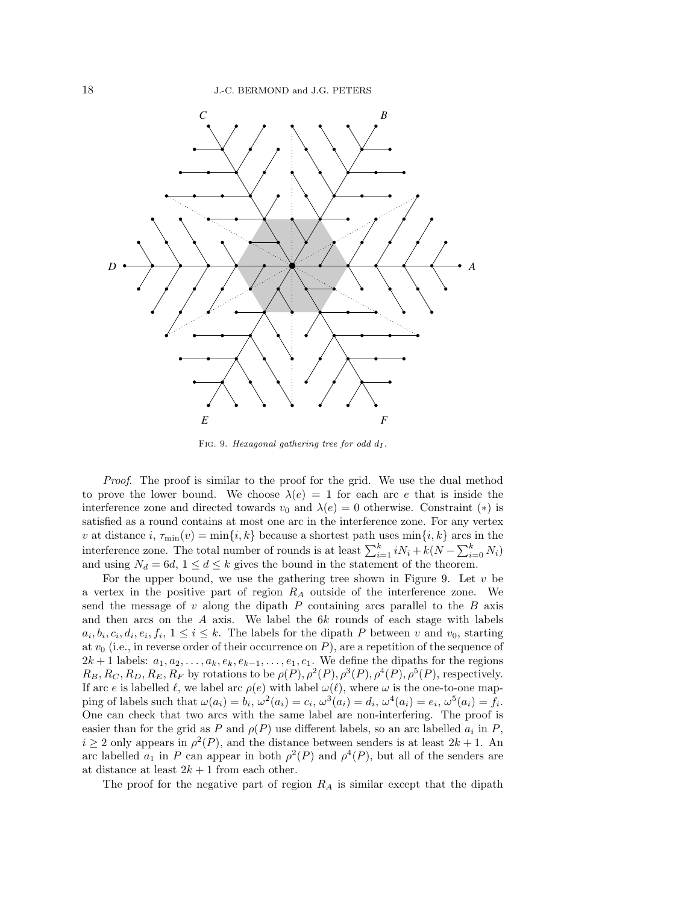FIG. 9. *Hexagonal gathering tree for odd $d_I$.*

*Proof*. The proof is similar to the proof for the grid. We use the dual method to prove the lower bound. We choose $\lambda(e) = 1$ for each arc $e$ that is inside the interference zone and directed towards $v_0$ and $\lambda(e) = 0$ otherwise. Constraint $(*)$ is satisfied as a round contains at most one arc in the interference zone. For any vertex $v$ at distance $i$, $\tau_{\min}(v) = \min\{i, k\}$ because a shortest path uses $\min\{i, k\}$ arcs in the interference zone. The total number of rounds is at least $\sum_{i=1}^{k} iN_i + k(N - \sum_{i=0}^{k} N_i)$ and using $N_d = 6d$, $1 \le d \le k$ gives the bound in the statement of the theorem.

For the upper bound, we use the gathering tree shown in Figure 9. Let $v$ be a vertex in the positive part of region $R_A$ outside of the interference zone. We send the message of $v$ along the dipath $P$ containing arcs parallel to the $B$ axis and then arcs on the $A$ axis. We label the $6k$ rounds of each stage with labels $a_i, b_i, c_i, d_i, e_i, f_i$, $1 \le i \le k$. The labels for the dipath $P$ between $v$ and $v_0$, starting at $v_0$ (i.e., in reverse order of their occurrence on $P$), are a repetition of the sequence of $2k+1$ labels: $a_1, a_2, \ldots, a_k, e_k, e_{k-1}, \ldots, e_1, c_1$. We define the dipaths for the regions $R_B, R_C, R_D, R_E, R_F$ by rotations to be $\rho(P), \rho^2(P), \rho^3(P), \rho^4(P), \rho^5(P)$, respectively. If arc $e$ is labelled $\ell$, we label arc $\rho(e)$ with label $\omega(\ell)$, where $\omega$ is the one-to-one mapping of labels such that $\omega(a_i) = b_i$, $\omega^2(a_i) = c_i$, $\omega^3(a_i) = d_i$, $\omega^4(a_i) = e_i$, $\omega^5(a_i) = f_i$. One can check that two arcs with the same label are non-interfering. The proof is easier than for the grid as $P$ and $\rho(P)$ use different labels, so an arc labelled $a_i$ in $P$, $i \ge 2$ only appears in $\rho^2(P)$, and the distance between senders is at least $2k+1$. An arc labelled $a_1$ in $P$ can appear in both $\rho^2(P)$ and $\rho^4(P)$, but all of the senders are at distance at least $2k+1$ from each other.

The proof for the negative part of region $R_A$ is similar except that the dipath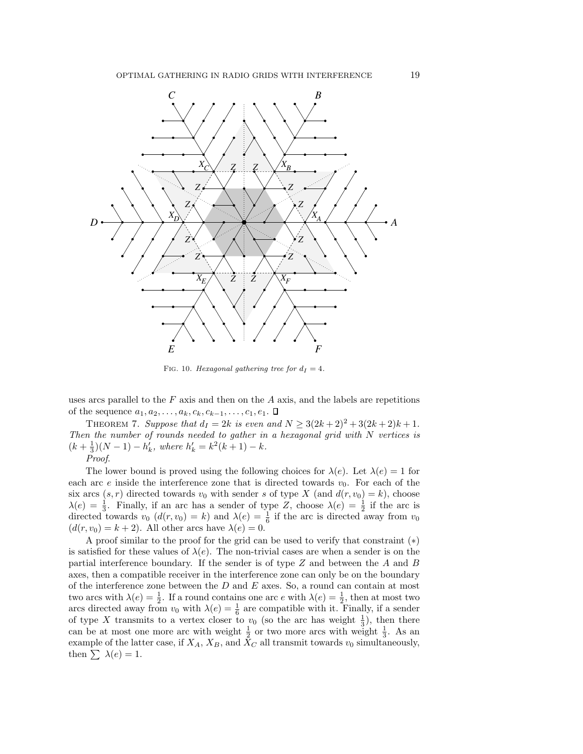FIG. 10. *Hexagonal gathering tree for $d_I = 4$.*

uses arcs parallel to the $F$ axis and then on the $A$ axis, and the labels are repetitions of the sequence $a_1, a_2, \ldots, a_k, c_k, c_{k-1}, \ldots, c_1, e_1$. $\square$

THEOREM 7. *Suppose that $d_I = 2k$ is even and $N \geq 3(2k+2)^2 + 3(2k+2)k + 1$. Then the number of rounds needed to gather in a hexagonal grid with $N$ vertices is $(k + \frac{1}{3})(N-1) - h'_k$, where $h'_k = k^2(k+1) - k$.*

*Proof.*

The lower bound is proved using the following choices for $\lambda(e)$. Let $\lambda(e) = 1$ for each arc $e$ inside the interference zone that is directed towards $v_0$. For each of the six arcs $(s, r)$ directed towards $v_0$ with sender $s$ of type $X$ (and $d(r, v_0) = k$), choose $\lambda(e) = \frac{1}{3}$. Finally, if an arc has a sender of type $Z$, choose $\lambda(e) = \frac{1}{2}$ if the arc is directed towards $v_0$ ($d(r, v_0) = k$) and $\lambda(e) = \frac{1}{6}$ if the arc is directed away from $v_0$ ($d(r, v_0) = k+2$). All other arcs have $\lambda(e) = 0$.

A proof similar to the proof for the grid can be used to verify that constraint $(*)$ is satisfied for these values of $\lambda(e)$. The non-trivial cases are when a sender is on the partial interference boundary. If the sender is of type $Z$ and between the $A$ and $B$ axes, then a compatible receiver in the interference zone can only be on the boundary of the interference zone between the $D$ and $E$ axes. So, a round can contain at most two arcs with $\lambda(e) = \frac{1}{2}$. If a round contains one arc $e$ with $\lambda(e) = \frac{1}{2}$, then at most two arcs directed away from $v_0$ with $\lambda(e) = \frac{1}{6}$ are compatible with it. Finally, if a sender of type $X$ transmits to a vertex closer to $v_0$ (so the arc has weight $\frac{1}{3}$), then there can be at most one more arc with weight $\frac{1}{2}$ or two more arcs with weight $\frac{1}{3}$. As an example of the latter case, if $X_A$, $X_B$, and $X_C$ all transmit towards $v_0$ simultaneously, then $\sum \lambda(e) = 1$.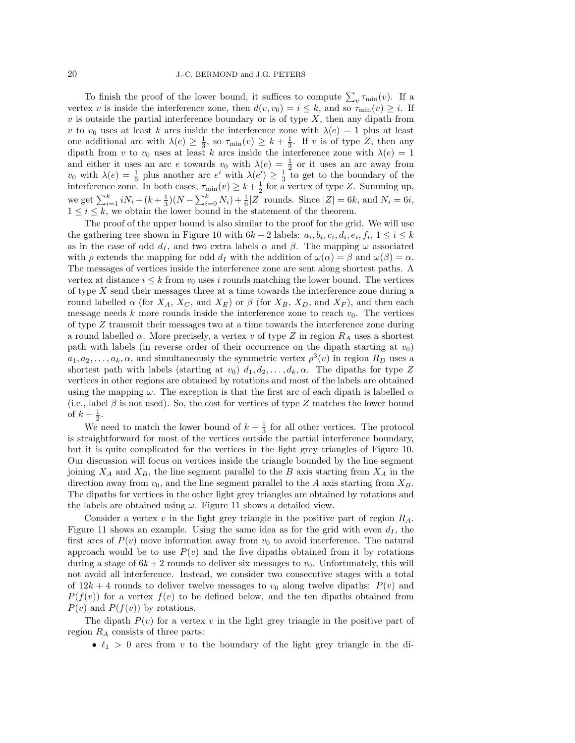To finish the proof of the lower bound, it suffices to compute $\sum_v \tau_{\min}(v)$. If a vertex $v$ is inside the interference zone, then $d(v, v_0) = i \leq k$, and so $\tau_{\min}(v) \geq i$. If $v$ is outside the partial interference boundary or is of type $X$, then any dipath from $v$ to $v_0$ uses at least $k$ arcs inside the interference zone with $\lambda(e) = 1$ plus at least one additional arc with $\lambda(e) \geq \frac{1}{3}$, so $\tau_{\min}(v) \geq k + \frac{1}{3}$. If $v$ is of type $Z$, then any dipath from $v$ to $v_0$ uses at least $k$ arcs inside the interference zone with $\lambda(e) = 1$ and either it uses an arc $e$ towards $v_0$ with $\lambda(e) = \frac{1}{2}$ or it uses an arc away from $v_0$ with $\lambda(e) = \frac{1}{6}$ plus another arc $e'$ with $\lambda(e') \geq \frac{1}{3}$ to get to the boundary of the interference zone. In both cases, $\tau_{\min}(v) \geq k + \frac{1}{2}$ for a vertex of type $Z$. Summing up, we get $\sum_{i=1}^{k} iN_i + (k + \frac{1}{3})(N - \sum_{i=0}^{k} N_i) + \frac{1}{6}|Z|$ rounds. Since $|Z| = 6k$, and $N_i = 6i$, $1 \leq i \leq k$, we obtain the lower bound in the statement of the theorem.

The proof of the upper bound is also similar to the proof for the grid. We will use the gathering tree shown in Figure 10 with $6k + 2$ labels: $a_i, b_i, c_i, d_i, e_i, f_i$, $1 \leq i \leq k$ as in the case of odd $d_I$, and two extra labels $\alpha$ and $\beta$. The mapping $\omega$ associated with $\rho$ extends the mapping for odd $d_I$ with the addition of $\omega(\alpha) = \beta$ and $\omega(\beta) = \alpha$. The messages of vertices inside the interference zone are sent along shortest paths. A vertex at distance $i \leq k$ from $v_0$ uses $i$ rounds matching the lower bound. The vertices of type $X$ send their messages three at a time towards the interference zone during a round labelled $\alpha$ (for $X_A$, $X_C$, and $X_E$) or $\beta$ (for $X_B$, $X_D$, and $X_F$), and then each message needs $k$ more rounds inside the interference zone to reach $v_0$. The vertices of type $Z$ transmit their messages two at a time towards the interference zone during a round labelled $\alpha$. More precisely, a vertex $v$ of type $Z$ in region $R_A$ uses a shortest path with labels (in reverse order of their occurrence on the dipath starting at $v_0$) $a_1, a_2, \ldots, a_k, \alpha$, and simultaneously the symmetric vertex $\rho^3(v)$ in region $R_D$ uses a shortest path with labels (starting at $v_0$) $d_1, d_2, \ldots, d_k, \alpha$. The dipaths for type $Z$ vertices in other regions are obtained by rotations and most of the labels are obtained using the mapping $\omega$. The exception is that the first arc of each dipath is labelled $\alpha$ (i.e., label $\beta$ is not used). So, the cost for vertices of type $Z$ matches the lower bound of $k + \frac{1}{2}$.

We need to match the lower bound of $k + \frac{1}{3}$ for all other vertices. The protocol is straightforward for most of the vertices outside the partial interference boundary, but it is quite complicated for the vertices in the light grey triangles of Figure 10. Our discussion will focus on vertices inside the triangle bounded by the line segment joining $X_A$ and $X_B$, the line segment parallel to the $B$ axis starting from $X_A$ in the direction away from $v_0$, and the line segment parallel to the $A$ axis starting from $X_B$. The dipaths for vertices in the other light grey triangles are obtained by rotations and the labels are obtained using $\omega$. Figure 11 shows a detailed view.

Consider a vertex $v$ in the light grey triangle in the positive part of region $R_A$. Figure 11 shows an example. Using the same idea as for the grid with even $d_I$, the first arcs of $P(v)$ move information away from $v_0$ to avoid interference. The natural approach would be to use $P(v)$ and the five dipaths obtained from it by rotations during a stage of $6k + 2$ rounds to deliver six messages to $v_0$. Unfortunately, this will not avoid all interference. Instead, we consider two consecutive stages with a total of $12k + 4$ rounds to deliver twelve messages to $v_0$ along twelve dipaths: $P(v)$ and $P(f(v))$ for a vertex $f(v)$ to be defined below, and the ten dipaths obtained from $P(v)$ and $P(f(v))$ by rotations.

The dipath $P(v)$ for a vertex $v$ in the light grey triangle in the positive part of region $R_A$ consists of three parts:

- $\ell_1 > 0$ arcs from $v$ to the boundary of the light grey triangle in the di-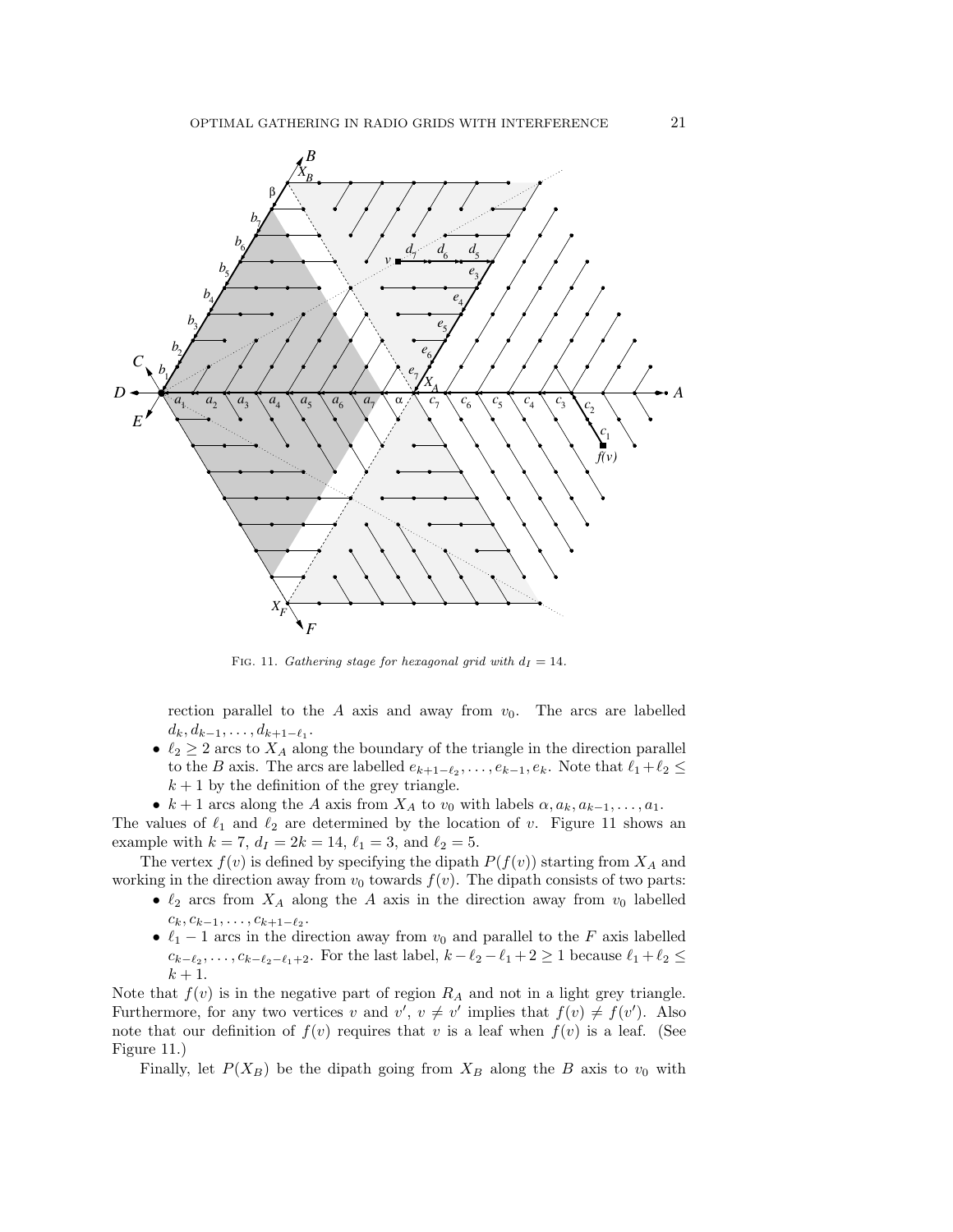FIG. 11. *Gathering stage for hexagonal grid with $d_I = 14$.*

rection parallel to the $A$ axis and away from $v_0$. The arcs are labelled $d_k, d_{k-1}, \ldots, d_{k+1-\ell_1}$.

- $\ell_2 \geq 2$ arcs to $X_A$ along the boundary of the triangle in the direction parallel to the $B$ axis. The arcs are labelled $e_{k+1-\ell_2}, \ldots, e_{k-1}, e_k$. Note that $\ell_1 + \ell_2 \leq k+1$ by the definition of the grey triangle.
- $k+1$ arcs along the $A$ axis from $X_A$ to $v_0$ with labels $\alpha, a_k, a_{k-1}, \ldots, a_1$.

The values of $\ell_1$ and $\ell_2$ are determined by the location of $v$. Figure 11 shows an example with $k = 7$, $d_I = 2k = 14$, $\ell_1 = 3$, and $\ell_2 = 5$.

The vertex $f(v)$ is defined by specifying the dipath $P(f(v))$ starting from $X_A$ and working in the direction away from $v_0$ towards $f(v)$. The dipath consists of two parts:

- $\ell_2$ arcs from $X_A$ along the $A$ axis in the direction away from $v_0$ labelled $c_k, c_{k-1}, \ldots, c_{k+1-\ell_2}$.
- $\ell_1 - 1$ arcs in the direction away from $v_0$ and parallel to the $F$ axis labelled $c_{k-\ell_2}, \ldots, c_{k-\ell_2-\ell_1+2}$. For the last label, $k - \ell_2 - \ell_1 + 2 \geq 1$ because $\ell_1 + \ell_2 \leq k+1$.

Note that $f(v)$ is in the negative part of region $R_A$ and not in a light grey triangle. Furthermore, for any two vertices $v$ and $v'$, $v \neq v'$ implies that $f(v) \neq f(v')$. Also note that our definition of $f(v)$ requires that $v$ is a leaf when $f(v)$ is a leaf. (See Figure 11.)

Finally, let $P(X_B)$ be the dipath going from $X_B$ along the $B$ axis to $v_0$ with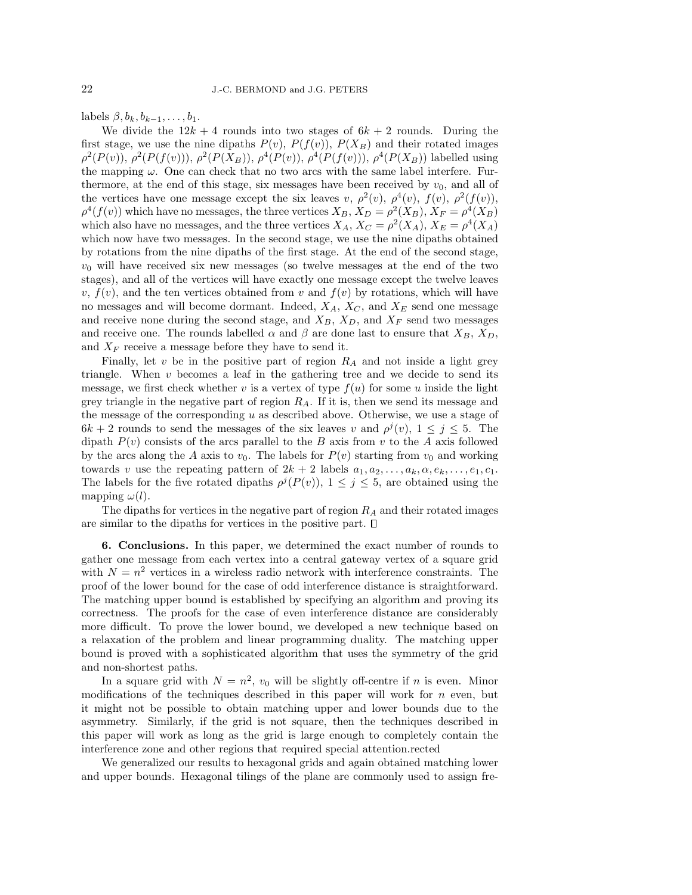labels $\beta, b_k, b_{k-1}, \ldots, b_1$.

We divide the $12k+4$ rounds into two stages of $6k+2$ rounds. During the first stage, we use the nine dipaths $P(v)$, $P(f(v))$, $P(X_B)$ and their rotated images $\rho^2(P(v))$, $\rho^2(P(f(v)))$, $\rho^2(P(X_B))$, $\rho^4(P(v))$, $\rho^4(P(f(v)))$, $\rho^4(P(X_B))$ labelled using the mapping $\omega$. One can check that no two arcs with the same label interfere. Furthermore, at the end of this stage, six messages have been received by $v_0$, and all of the vertices have one message except the six leaves $v$, $\rho^2(v)$, $\rho^4(v)$, $f(v)$, $\rho^2(f(v))$, $\rho^4(f(v))$ which have no messages, the three vertices $X_B$, $X_D = \rho^2(X_B)$, $X_F = \rho^4(X_B)$ which also have no messages, and the three vertices $X_A$, $X_C = \rho^2(X_A)$, $X_E = \rho^4(X_A)$ which now have two messages. In the second stage, we use the nine dipaths obtained by rotations from the nine dipaths of the first stage. At the end of the second stage, $v_0$ will have received six new messages (so twelve messages at the end of the two stages), and all of the vertices will have exactly one message except the twelve leaves $v$, $f(v)$, and the ten vertices obtained from $v$ and $f(v)$ by rotations, which will have no messages and will become dormant. Indeed, $X_A$, $X_C$, and $X_E$ send one message and receive none during the second stage, and $X_B$, $X_D$, and $X_F$ send two messages and receive one. The rounds labelled $\alpha$ and $\beta$ are done last to ensure that $X_B$, $X_D$, and $X_F$ receive a message before they have to send it.

Finally, let $v$ be in the positive part of region $R_A$ and not inside a light grey triangle. When $v$ becomes a leaf in the gathering tree and we decide to send its message, we first check whether $v$ is a vertex of type $f(u)$ for some $u$ inside the light grey triangle in the negative part of region $R_A$. If it is, then we send its message and the message of the corresponding $u$ as described above. Otherwise, we use a stage of $6k+2$ rounds to send the messages of the six leaves $v$ and $\rho^j(v)$, $1 \leq j \leq 5$. The dipath $P(v)$ consists of the arcs parallel to the $B$ axis from $v$ to the $A$ axis followed by the arcs along the $A$ axis to $v_0$. The labels for $P(v)$ starting from $v_0$ and working towards $v$ use the repeating pattern of $2k+2$ labels $a_1, a_2, \ldots, a_k, \alpha, e_k, \ldots, e_1, c_1$. The labels for the five rotated dipaths $\rho^j(P(v))$, $1 \leq j \leq 5$, are obtained using the mapping $\omega(l)$.

The dipaths for vertices in the negative part of region $R_A$ and their rotated images are similar to the dipaths for vertices in the positive part. $\square$

**6. Conclusions.** In this paper, we determined the exact number of rounds to gather one message from each vertex into a central gateway vertex of a square grid with $N = n^2$ vertices in a wireless radio network with interference constraints. The proof of the lower bound for the case of odd interference distance is straightforward. The matching upper bound is established by specifying an algorithm and proving its correctness. The proofs for the case of even interference distance are considerably more difficult. To prove the lower bound, we developed a new technique based on a relaxation of the problem and linear programming duality. The matching upper bound is proved with a sophisticated algorithm that uses the symmetry of the grid and non-shortest paths.

In a square grid with $N = n^2$, $v_0$ will be slightly off-centre if $n$ is even. Minor modifications of the techniques described in this paper will work for $n$ even, but it might not be possible to obtain matching upper and lower bounds due to the asymmetry. Similarly, if the grid is not square, then the techniques described in this paper will work as long as the grid is large enough to completely contain the interference zone and other regions that required special attention.rected

We generalized our results to hexagonal grids and again obtained matching lower and upper bounds. Hexagonal tilings of the plane are commonly used to assign fre-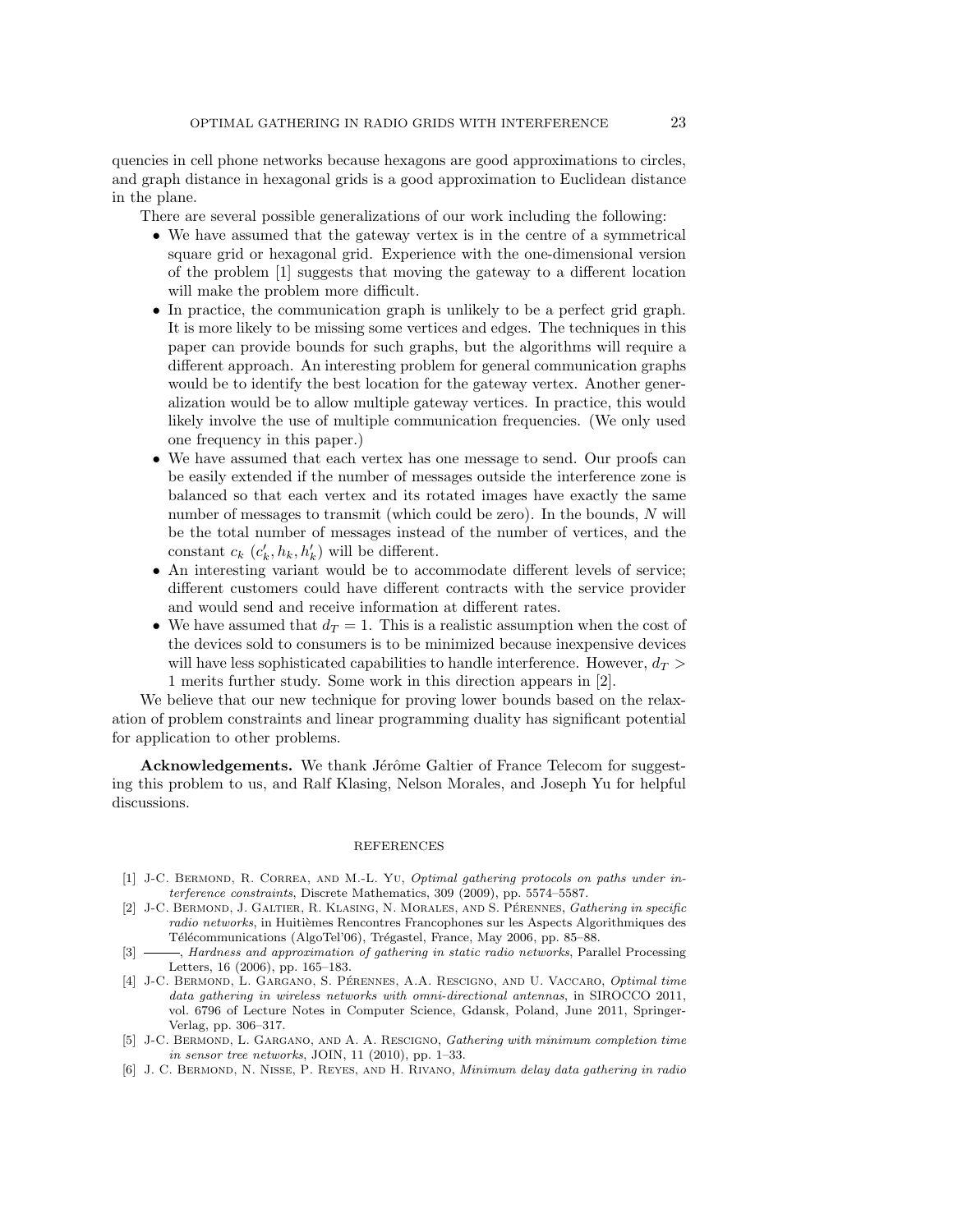quencies in cell phone networks because hexagons are good approximations to circles, and graph distance in hexagonal grids is a good approximation to Euclidean distance in the plane.

There are several possible generalizations of our work including the following:

- We have assumed that the gateway vertex is in the centre of a symmetrical square grid or hexagonal grid. Experience with the one-dimensional version of the problem [1] suggests that moving the gateway to a different location will make the problem more difficult.
- In practice, the communication graph is unlikely to be a perfect grid graph. It is more likely to be missing some vertices and edges. The techniques in this paper can provide bounds for such graphs, but the algorithms will require a different approach. An interesting problem for general communication graphs would be to identify the best location for the gateway vertex. Another generalization would be to allow multiple gateway vertices. In practice, this would likely involve the use of multiple communication frequencies. (We only used one frequency in this paper.)
- We have assumed that each vertex has one message to send. Our proofs can be easily extended if the number of messages outside the interference zone is balanced so that each vertex and its rotated images have exactly the same number of messages to transmit (which could be zero). In the bounds, $N$ will be the total number of messages instead of the number of vertices, and the constant $c_k$ ($c'_k, h_k, h'_k$) will be different.
- An interesting variant would be to accommodate different levels of service; different customers could have different contracts with the service provider and would send and receive information at different rates.
- We have assumed that $d_T = 1$. This is a realistic assumption when the cost of the devices sold to consumers is to be minimized because inexpensive devices will have less sophisticated capabilities to handle interference. However, $d_T > 1$ merits further study. Some work in this direction appears in [2].

We believe that our new technique for proving lower bounds based on the relaxation of problem constraints and linear programming duality has significant potential for application to other problems.

**Acknowledgements.** We thank Jérôme Galtier of France Telecom for suggesting this problem to us, and Ralf Klasing, Nelson Morales, and Joseph Yu for helpful discussions.

## REFERENCES

[1] J-C. Bermond, R. Correa, and M.-L. Yu, *Optimal gathering protocols on paths under interference constraints*, Discrete Mathematics, 309 (2009), pp. 5574–5587.

[2] J-C. Bermond, J. Galtier, R. Klasing, N. Morales, and S. Pérennes, *Gathering in specific radio networks*, in Huitièmes Rencontres Francophones sur les Aspects Algorithmiques des Télécommunications (AlgoTel'06), Trégastel, France, May 2006, pp. 85–88.

[3] ———, *Hardness and approximation of gathering in static radio networks*, Parallel Processing Letters, 16 (2006), pp. 165–183.

[4] J-C. Bermond, L. Gargano, S. Pérennes, A.A. Rescigno, and U. Vaccaro, *Optimal time data gathering in wireless networks with omni-directional antennas*, in SIROCCO 2011, vol. 6796 of Lecture Notes in Computer Science, Gdansk, Poland, June 2011, Springer-Verlag, pp. 306–317.

[5] J-C. Bermond, L. Gargano, and A. A. Rescigno, *Gathering with minimum completion time in sensor tree networks*, JOIN, 11 (2010), pp. 1–33.

[6] J. C. Bermond, N. Nisse, P. Reyes, and H. Rivano, *Minimum delay data gathering in radio*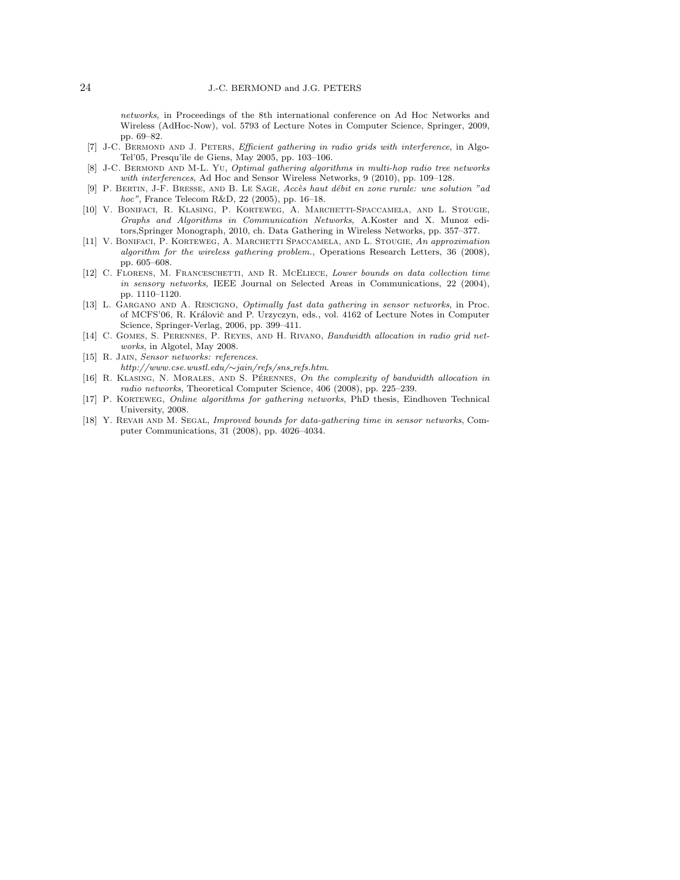*networks*, in Proceedings of the 8th international conference on Ad Hoc Networks and Wireless (AdHoc-Now), vol. 5793 of Lecture Notes in Computer Science, Springer, 2009, pp. 69–82.

[7] J-C. Bermond and J. Peters, *Efficient gathering in radio grids with interference*, in Algo-Tel'05, Presqu'île de Giens, May 2005, pp. 103–106.

[8] J-C. Bermond and M-L. Yu, *Optimal gathering algorithms in multi-hop radio tree networks with interferences*, Ad Hoc and Sensor Wireless Networks, 9 (2010), pp. 109–128.

[9] P. Bertin, J-F. Bresse, and B. Le Sage, *Accès haut débit en zone rurale: une solution "ad hoc"*, France Telecom R&D, 22 (2005), pp. 16–18.

[10] V. Bonifaci, R. Klasing, P. Korteweg, A. Marchetti-Spaccamela, and L. Stougie, *Graphs and Algorithms in Communication Networks*, A.Koster and X. Munoz editors,Springer Monograph, 2010, ch. Data Gathering in Wireless Networks, pp. 357–377.

[11] V. Bonifaci, P. Korteweg, A. Marchetti Spaccamela, and L. Stougie, *An approximation algorithm for the wireless gathering problem.*, Operations Research Letters, 36 (2008), pp. 605–608.

[12] C. Florens, M. Franceschetti, and R. McEliece, *Lower bounds on data collection time in sensory networks*, IEEE Journal on Selected Areas in Communications, 22 (2004), pp. 1110–1120.

[13] L. Gargano and A. Rescigno, *Optimally fast data gathering in sensor networks*, in Proc. of MCFS'06, R. Královič and P. Urzyczyn, eds., vol. 4162 of Lecture Notes in Computer Science, Springer-Verlag, 2006, pp. 399–411.

[14] C. Gomes, S. Perennes, P. Reyes, and H. Rivano, *Bandwidth allocation in radio grid networks*, in Algotel, May 2008.

[15] R. Jain, *Sensor networks: references*. *http://www.cse.wustl.edu/∼jain/refs/sns_refs.htm*.

[16] R. Klasing, N. Morales, and S. Pérennes, *On the complexity of bandwidth allocation in radio networks*, Theoretical Computer Science, 406 (2008), pp. 225–239.

[17] P. Korteweg, *Online algorithms for gathering networks*, PhD thesis, Eindhoven Technical University, 2008.

[18] Y. Revah and M. Segal, *Improved bounds for data-gathering time in sensor networks*, Computer Communications, 31 (2008), pp. 4026–4034.